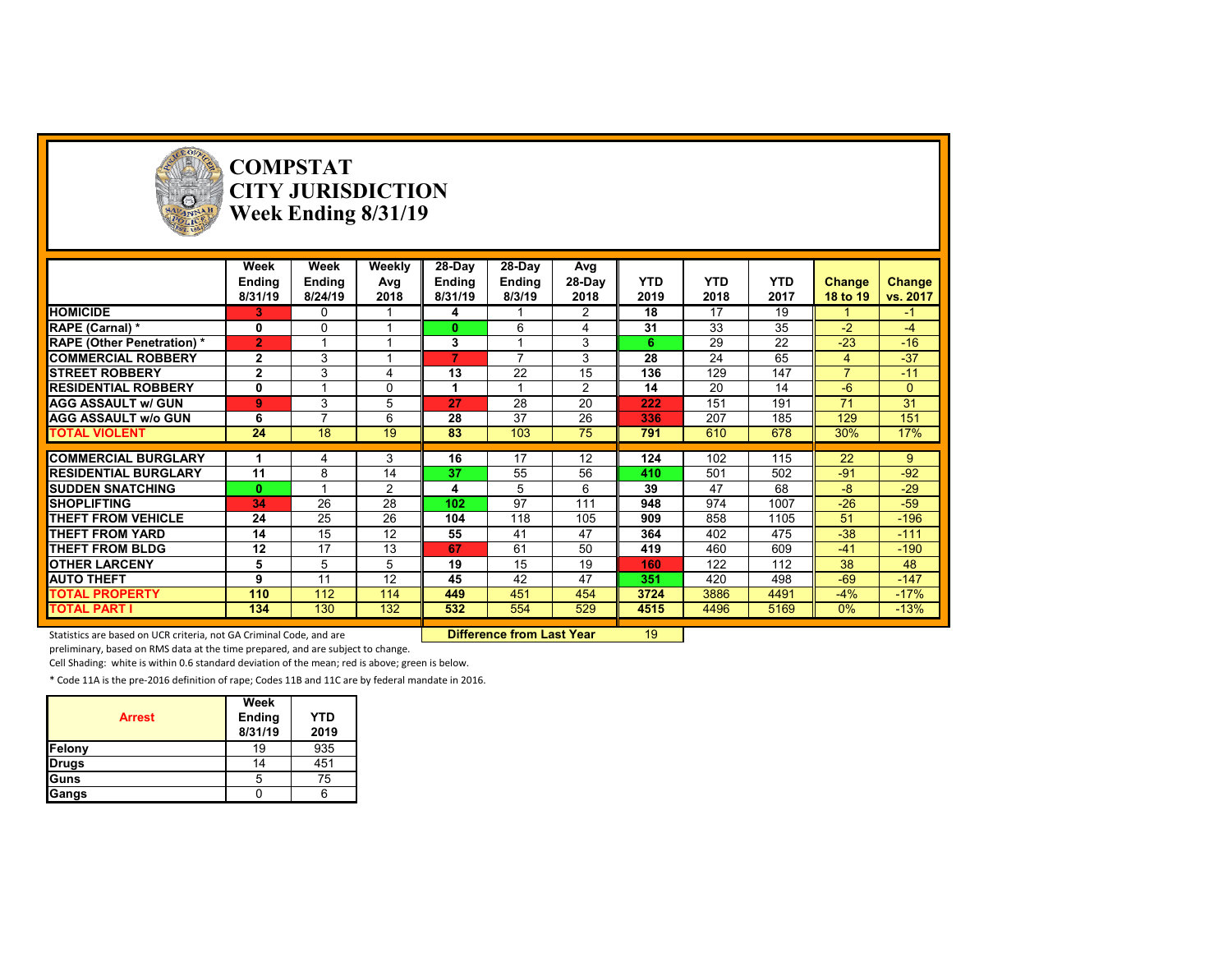# COMPSTAT
## CITY JURISDICTION
### Week Ending 8/31/19

| | Week Ending 8/31/19 | Week Ending 8/24/19 | Weekly Avg 2018 | 28-Day Ending 8/31/19 | 28-Day Ending 8/3/19 | Avg 28-Day 2018 | YTD 2019 | YTD 2018 | YTD 2017 | Change 18 to 19 | Change vs. 2017 |
|---|---|---|---|---|---|---|---|---|---|---|---|
| **HOMICIDE** | 3 | 0 | 1 | 4 | 1 | 2 | 18 | 17 | 19 | 1 | -1 |
| **RAPE (Carnal) *** | 0 | 0 | 1 | 0 | 6 | 4 | 31 | 33 | 35 | -2 | -4 |
| **RAPE (Other Penetration) *** | 2 | 1 | 1 | 3 | 1 | 3 | 6 | 29 | 22 | -23 | -16 |
| **COMMERCIAL ROBBERY** | 2 | 3 | 1 | 7 | 7 | 3 | 28 | 24 | 65 | 4 | -37 |
| **STREET ROBBERY** | 2 | 3 | 4 | 13 | 22 | 15 | 136 | 129 | 147 | 7 | -11 |
| **RESIDENTIAL ROBBERY** | 0 | 1 | 0 | 1 | 1 | 2 | 14 | 20 | 14 | -6 | 0 |
| **AGG ASSAULT w/ GUN** | 9 | 3 | 5 | 27 | 28 | 20 | 222 | 151 | 191 | 71 | 31 |
| **AGG ASSAULT w/o GUN** | 6 | 7 | 6 | 28 | 37 | 26 | 336 | 207 | 185 | 129 | 151 |
| **TOTAL VIOLENT** | 24 | 18 | 19 | 83 | 103 | 75 | 791 | 610 | 678 | 30% | 17% |
| **COMMERCIAL BURGLARY** | 1 | 4 | 3 | 16 | 17 | 12 | 124 | 102 | 115 | 22 | 9 |
| **RESIDENTIAL BURGLARY** | 11 | 8 | 14 | 37 | 55 | 56 | 410 | 501 | 502 | -91 | -92 |
| **SUDDEN SNATCHING** | 0 | 1 | 2 | 4 | 5 | 6 | 39 | 47 | 68 | -8 | -29 |
| **SHOPLIFTING** | 34 | 26 | 28 | 102 | 97 | 111 | 948 | 974 | 1007 | -26 | -59 |
| **THEFT FROM VEHICLE** | 24 | 25 | 26 | 104 | 118 | 105 | 909 | 858 | 1105 | 51 | -196 |
| **THEFT FROM YARD** | 14 | 15 | 12 | 55 | 41 | 47 | 364 | 402 | 475 | -38 | -111 |
| **THEFT FROM BLDG** | 12 | 17 | 13 | 67 | 61 | 50 | 419 | 460 | 609 | -41 | -190 |
| **OTHER LARCENY** | 5 | 5 | 5 | 19 | 15 | 19 | 160 | 122 | 112 | 38 | 48 |
| **AUTO THEFT** | 9 | 11 | 12 | 45 | 42 | 47 | 351 | 420 | 498 | -69 | -147 |
| **TOTAL PROPERTY** | 110 | 112 | 114 | 449 | 451 | 454 | 3724 | 3886 | 4491 | -4% | -17% |
| **TOTAL PART I** | 134 | 130 | 132 | 532 | 554 | 529 | 4515 | 4496 | 5169 | 0% | -13% |

**Difference from Last Year** 19

Statistics are based on UCR criteria, not GA Criminal Code, and are preliminary, based on RMS data at the time prepared, and are subject to change.

Cell Shading: white is within 0.6 standard deviation of the mean; red is above; green is below.

* Code 11A is the pre-2016 definition of rape; Codes 11B and 11C are by federal mandate in 2016.

| Arrest | Week Ending 8/31/19 | YTD 2019 |
|---|---|---|
| **Felony** | 19 | 935 |
| **Drugs** | 14 | 451 |
| **Guns** | 5 | 75 |
| **Gangs** | 0 | 6 |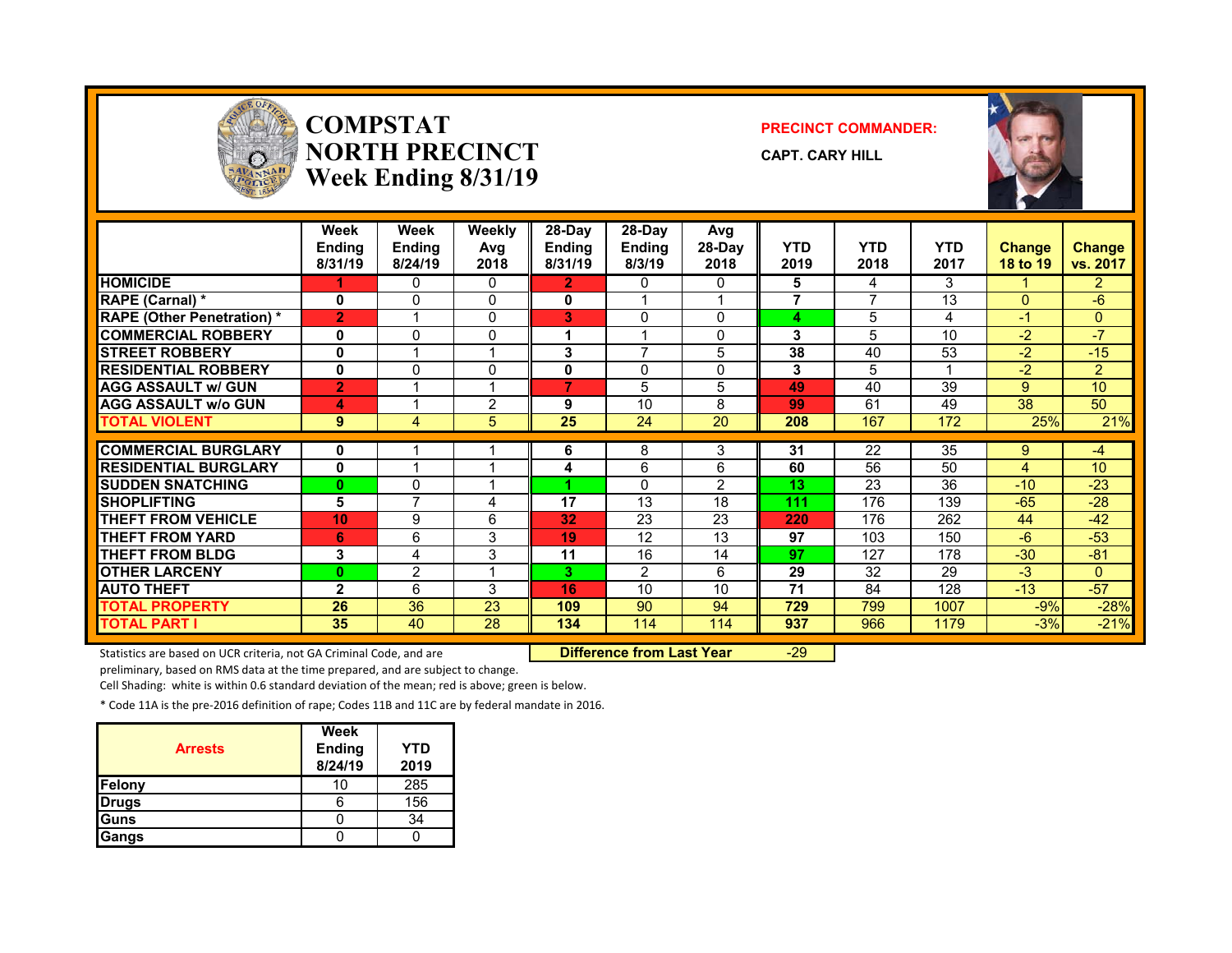# COMPSTAT
# NORTH PRECINCT
## Week Ending 8/31/19

**PRECINCT COMMANDER:**

**CAPT. CARY HILL**

| | Week Ending 8/31/19 | Week Ending 8/24/19 | Weekly Avg 2018 | 28-Day Ending 8/31/19 | 28-Day Ending 8/3/19 | Avg 28-Day 2018 | YTD 2019 | YTD 2018 | YTD 2017 | Change 18 to 19 | Change vs. 2017 |
|---|---|---|---|---|---|---|---|---|---|---|---|
| HOMICIDE | 1 | 0 | 0 | 2 | 0 | 0 | 5 | 4 | 3 | 1 | 2 |
| RAPE (Carnal) * | 0 | 0 | 0 | 0 | 1 | 1 | 7 | 7 | 13 | 0 | -6 |
| RAPE (Other Penetration) * | 2 | 1 | 0 | 3 | 0 | 0 | 4 | 5 | 4 | -1 | 0 |
| COMMERCIAL ROBBERY | 0 | 0 | 0 | 1 | 1 | 0 | 3 | 5 | 10 | -2 | -7 |
| STREET ROBBERY | 0 | 1 | 1 | 3 | 7 | 5 | 38 | 40 | 53 | -2 | -15 |
| RESIDENTIAL ROBBERY | 0 | 0 | 0 | 0 | 0 | 0 | 3 | 5 | 1 | -2 | 2 |
| AGG ASSAULT w/ GUN | 2 | 1 | 1 | 7 | 5 | 5 | 49 | 40 | 39 | 9 | 10 |
| AGG ASSAULT w/o GUN | 4 | 1 | 2 | 9 | 10 | 8 | 99 | 61 | 49 | 38 | 50 |
| TOTAL VIOLENT | 9 | 4 | 5 | 25 | 24 | 20 | 208 | 167 | 172 | 25% | 21% |
| COMMERCIAL BURGLARY | 0 | 1 | 1 | 6 | 8 | 3 | 31 | 22 | 35 | 9 | -4 |
| RESIDENTIAL BURGLARY | 0 | 1 | 1 | 4 | 6 | 6 | 60 | 56 | 50 | 4 | 10 |
| SUDDEN SNATCHING | 0 | 0 | 1 | 1 | 0 | 2 | 13 | 23 | 36 | -10 | -23 |
| SHOPLIFTING | 5 | 7 | 4 | 17 | 13 | 18 | 111 | 176 | 139 | -65 | -28 |
| THEFT FROM VEHICLE | 10 | 9 | 6 | 32 | 23 | 23 | 220 | 176 | 262 | 44 | -42 |
| THEFT FROM YARD | 6 | 6 | 3 | 19 | 12 | 13 | 97 | 103 | 150 | -6 | -53 |
| THEFT FROM BLDG | 3 | 4 | 3 | 11 | 16 | 14 | 97 | 127 | 178 | -30 | -81 |
| OTHER LARCENY | 0 | 2 | 1 | 3 | 2 | 6 | 29 | 32 | 29 | -3 | 0 |
| AUTO THEFT | 2 | 6 | 3 | 16 | 10 | 10 | 71 | 84 | 128 | -13 | -57 |
| TOTAL PROPERTY | 26 | 36 | 23 | 109 | 90 | 94 | 729 | 799 | 1007 | -9% | -28% |
| TOTAL PART I | 35 | 40 | 28 | 134 | 114 | 114 | 937 | 966 | 1179 | -3% | -21% |

**Difference from Last Year** -29

Statistics are based on UCR criteria, not GA Criminal Code, and are preliminary, based on RMS data at the time prepared, and are subject to change.

Cell Shading: white is within 0.6 standard deviation of the mean; red is above; green is below.

* Code 11A is the pre-2016 definition of rape; Codes 11B and 11C are by federal mandate in 2016.

| Arrests | Week Ending 8/24/19 | YTD 2019 |
|---|---|---|
| Felony | 10 | 285 |
| Drugs | 6 | 156 |
| Guns | 0 | 34 |
| Gangs | 0 | 0 |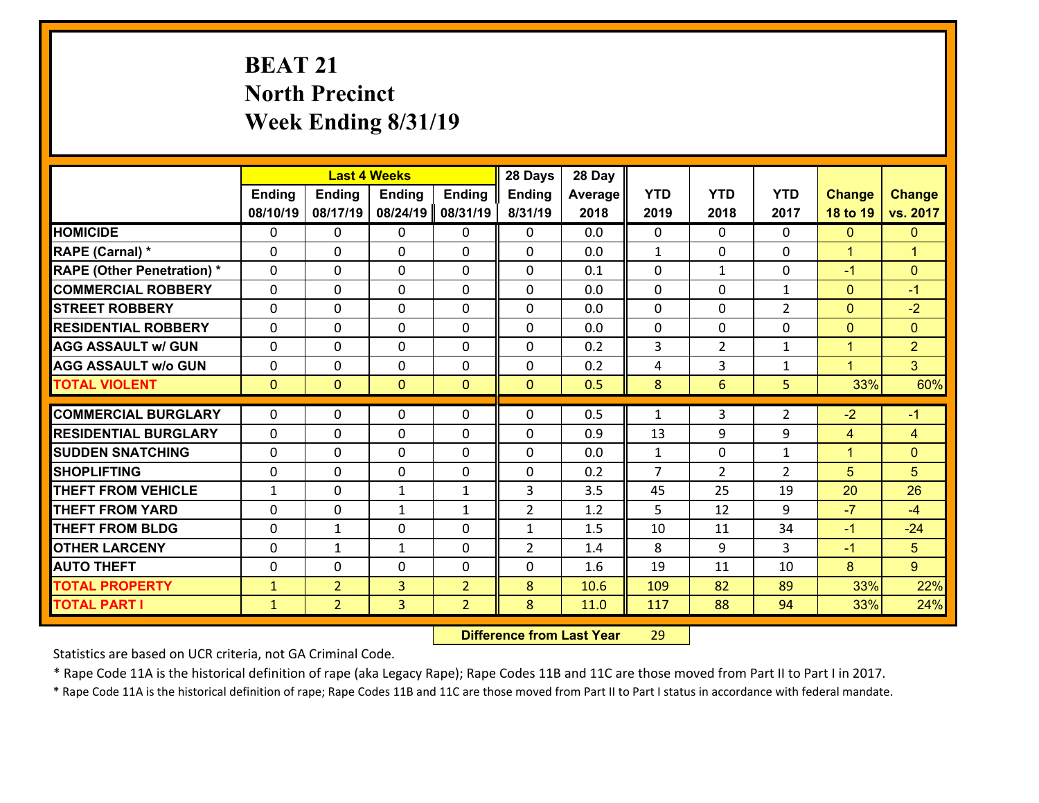# BEAT 21
# North Precinct
# Week Ending 8/31/19

| | Last 4 Weeks | | | | 28 Days | 28 Day | | | | | |
|---|---|---|---|---|---|---|---|---|---|---|---|
| | Ending 08/10/19 | Ending 08/17/19 | Ending 08/24/19 | Ending 08/31/19 | Ending 8/31/19 | Average 2018 | YTD 2019 | YTD 2018 | YTD 2017 | Change 18 to 19 | Change vs. 2017 |
| **HOMICIDE** | 0 | 0 | 0 | 0 | 0 | 0.0 | 0 | 0 | 0 | 0 | 0 |
| **RAPE (Carnal) *** | 0 | 0 | 0 | 0 | 0 | 0.0 | 1 | 0 | 0 | 1 | 1 |
| **RAPE (Other Penetration) *** | 0 | 0 | 0 | 0 | 0 | 0.1 | 0 | 1 | 0 | -1 | 0 |
| **COMMERCIAL ROBBERY** | 0 | 0 | 0 | 0 | 0 | 0.0 | 0 | 0 | 1 | 0 | -1 |
| **STREET ROBBERY** | 0 | 0 | 0 | 0 | 0 | 0.0 | 0 | 0 | 2 | 0 | -2 |
| **RESIDENTIAL ROBBERY** | 0 | 0 | 0 | 0 | 0 | 0.0 | 0 | 0 | 0 | 0 | 0 |
| **AGG ASSAULT w/ GUN** | 0 | 0 | 0 | 0 | 0 | 0.2 | 3 | 2 | 1 | 1 | 2 |
| **AGG ASSAULT w/o GUN** | 0 | 0 | 0 | 0 | 0 | 0.2 | 4 | 3 | 1 | 1 | 3 |
| **TOTAL VIOLENT** | 0 | 0 | 0 | 0 | 0 | 0.5 | 8 | 6 | 5 | 33% | 60% |
| **COMMERCIAL BURGLARY** | 0 | 0 | 0 | 0 | 0 | 0.5 | 1 | 3 | 2 | -2 | -1 |
| **RESIDENTIAL BURGLARY** | 0 | 0 | 0 | 0 | 0 | 0.9 | 13 | 9 | 9 | 4 | 4 |
| **SUDDEN SNATCHING** | 0 | 0 | 0 | 0 | 0 | 0.0 | 1 | 0 | 1 | 1 | 0 |
| **SHOPLIFTING** | 0 | 0 | 0 | 0 | 0 | 0.2 | 7 | 2 | 2 | 5 | 5 |
| **THEFT FROM VEHICLE** | 1 | 0 | 1 | 1 | 3 | 3.5 | 45 | 25 | 19 | 20 | 26 |
| **THEFT FROM YARD** | 0 | 0 | 1 | 1 | 2 | 1.2 | 5 | 12 | 9 | -7 | -4 |
| **THEFT FROM BLDG** | 0 | 1 | 0 | 0 | 1 | 1.5 | 10 | 11 | 34 | -1 | -24 |
| **OTHER LARCENY** | 0 | 1 | 1 | 0 | 2 | 1.4 | 8 | 9 | 3 | -1 | 5 |
| **AUTO THEFT** | 0 | 0 | 0 | 0 | 0 | 1.6 | 19 | 11 | 10 | 8 | 9 |
| **TOTAL PROPERTY** | 1 | 2 | 3 | 2 | 8 | 10.6 | 109 | 82 | 89 | 33% | 22% |
| **TOTAL PART I** | 1 | 2 | 3 | 2 | 8 | 11.0 | 117 | 88 | 94 | 33% | 24% |

**Difference from Last Year** 29

Statistics are based on UCR criteria, not GA Criminal Code.

* Rape Code 11A is the historical definition of rape (aka Legacy Rape); Rape Codes 11B and 11C are those moved from Part II to Part I in 2017.

* Rape Code 11A is the historical definition of rape; Rape Codes 11B and 11C are those moved from Part II to Part I status in accordance with federal mandate.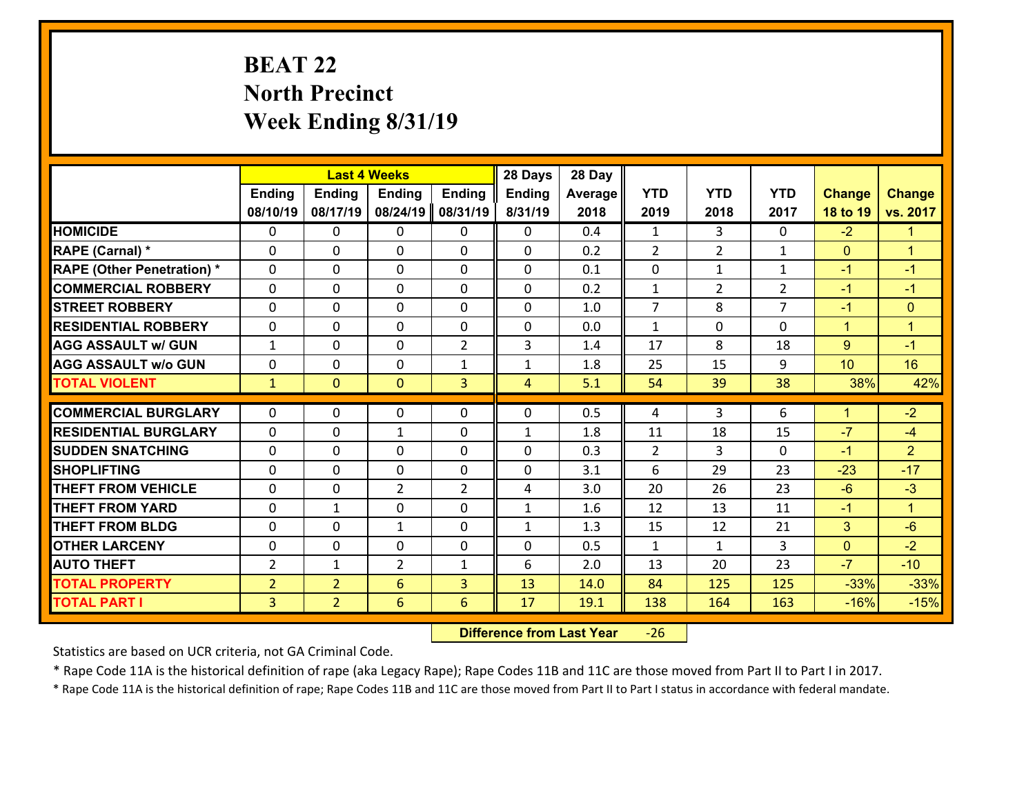# BEAT 22
## North Precinct
## Week Ending 8/31/19

| | Last 4 Weeks | | | | 28 Days | 28 Day | | | | | |
|---|---|---|---|---|---|---|---|---|---|---|---|
| | Ending 08/10/19 | Ending 08/17/19 | Ending 08/24/19 | Ending 08/31/19 | Ending 8/31/19 | Average 2018 | YTD 2019 | YTD 2018 | YTD 2017 | Change 18 to 19 | Change vs. 2017 |
| HOMICIDE | 0 | 0 | 0 | 0 | 0 | 0.4 | 1 | 3 | 0 | -2 | 1 |
| RAPE (Carnal) * | 0 | 0 | 0 | 0 | 0 | 0.2 | 2 | 2 | 1 | 0 | 1 |
| RAPE (Other Penetration) * | 0 | 0 | 0 | 0 | 0 | 0.1 | 0 | 1 | 1 | -1 | -1 |
| COMMERCIAL ROBBERY | 0 | 0 | 0 | 0 | 0 | 0.2 | 1 | 2 | 2 | -1 | -1 |
| STREET ROBBERY | 0 | 0 | 0 | 0 | 0 | 1.0 | 7 | 8 | 7 | -1 | 0 |
| RESIDENTIAL ROBBERY | 0 | 0 | 0 | 0 | 0 | 0.0 | 1 | 0 | 0 | 1 | 1 |
| AGG ASSAULT w/ GUN | 1 | 0 | 0 | 2 | 3 | 1.4 | 17 | 8 | 18 | 9 | -1 |
| AGG ASSAULT w/o GUN | 0 | 0 | 0 | 1 | 1 | 1.8 | 25 | 15 | 9 | 10 | 16 |
| TOTAL VIOLENT | 1 | 0 | 0 | 3 | 4 | 5.1 | 54 | 39 | 38 | 38% | 42% |
| COMMERCIAL BURGLARY | 0 | 0 | 0 | 0 | 0 | 0.5 | 4 | 3 | 6 | 1 | -2 |
| RESIDENTIAL BURGLARY | 0 | 0 | 1 | 0 | 1 | 1.8 | 11 | 18 | 15 | -7 | -4 |
| SUDDEN SNATCHING | 0 | 0 | 0 | 0 | 0 | 0.3 | 2 | 3 | 0 | -1 | 2 |
| SHOPLIFTING | 0 | 0 | 0 | 0 | 0 | 3.1 | 6 | 29 | 23 | -23 | -17 |
| THEFT FROM VEHICLE | 0 | 0 | 2 | 2 | 4 | 3.0 | 20 | 26 | 23 | -6 | -3 |
| THEFT FROM YARD | 0 | 1 | 0 | 0 | 1 | 1.6 | 12 | 13 | 11 | -1 | 1 |
| THEFT FROM BLDG | 0 | 0 | 1 | 0 | 1 | 1.3 | 15 | 12 | 21 | 3 | -6 |
| OTHER LARCENY | 0 | 0 | 0 | 0 | 0 | 0.5 | 1 | 1 | 3 | 0 | -2 |
| AUTO THEFT | 2 | 1 | 2 | 1 | 6 | 2.0 | 13 | 20 | 23 | -7 | -10 |
| TOTAL PROPERTY | 2 | 2 | 6 | 3 | 13 | 14.0 | 84 | 125 | 125 | -33% | -33% |
| TOTAL PART I | 3 | 2 | 6 | 6 | 17 | 19.1 | 138 | 164 | 163 | -16% | -15% |

**Difference from Last Year** -26

Statistics are based on UCR criteria, not GA Criminal Code.

* Rape Code 11A is the historical definition of rape (aka Legacy Rape); Rape Codes 11B and 11C are those moved from Part II to Part I in 2017.

* Rape Code 11A is the historical definition of rape; Rape Codes 11B and 11C are those moved from Part II to Part I status in accordance with federal mandate.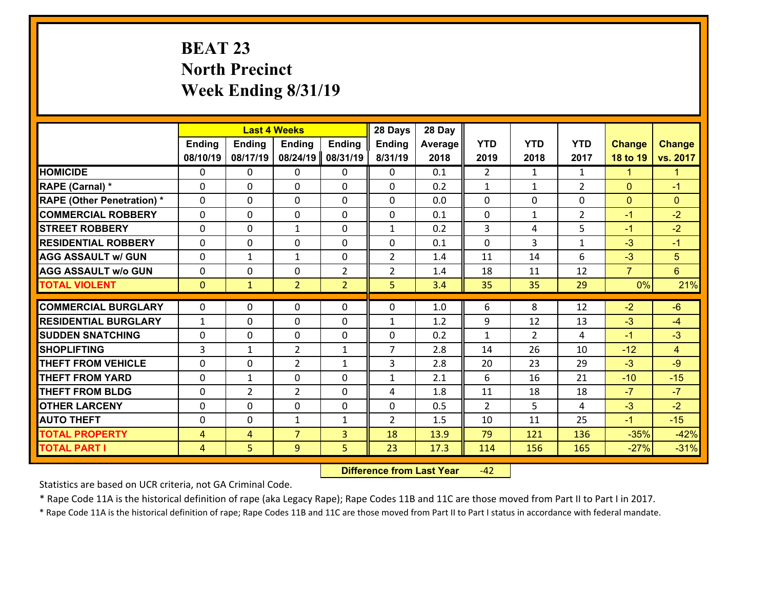# BEAT 23
## North Precinct
## Week Ending 8/31/19

| | Last 4 Weeks | | | | 28 Days | 28 Day | | | | | |
|---|---|---|---|---|---|---|---|---|---|---|---|
| | Ending 08/10/19 | Ending 08/17/19 | Ending 08/24/19 | Ending 08/31/19 | Ending 8/31/19 | Average 2018 | YTD 2019 | YTD 2018 | YTD 2017 | Change 18 to 19 | Change vs. 2017 |
| HOMICIDE | 0 | 0 | 0 | 0 | 0 | 0.1 | 2 | 1 | 1 | 1 | 1 |
| RAPE (Carnal) * | 0 | 0 | 0 | 0 | 0 | 0.2 | 1 | 1 | 2 | 0 | -1 |
| RAPE (Other Penetration) * | 0 | 0 | 0 | 0 | 0 | 0.0 | 0 | 0 | 0 | 0 | 0 |
| COMMERCIAL ROBBERY | 0 | 0 | 0 | 0 | 0 | 0.1 | 0 | 1 | 2 | -1 | -2 |
| STREET ROBBERY | 0 | 0 | 1 | 0 | 1 | 0.2 | 3 | 4 | 5 | -1 | -2 |
| RESIDENTIAL ROBBERY | 0 | 0 | 0 | 0 | 0 | 0.1 | 0 | 3 | 1 | -3 | -1 |
| AGG ASSAULT w/ GUN | 0 | 1 | 1 | 0 | 2 | 1.4 | 11 | 14 | 6 | -3 | 5 |
| AGG ASSAULT w/o GUN | 0 | 0 | 0 | 2 | 2 | 1.4 | 18 | 11 | 12 | 7 | 6 |
| TOTAL VIOLENT | 0 | 1 | 2 | 2 | 5 | 3.4 | 35 | 35 | 29 | 0% | 21% |
| COMMERCIAL BURGLARY | 0 | 0 | 0 | 0 | 0 | 1.0 | 6 | 8 | 12 | -2 | -6 |
| RESIDENTIAL BURGLARY | 1 | 0 | 0 | 0 | 1 | 1.2 | 9 | 12 | 13 | -3 | -4 |
| SUDDEN SNATCHING | 0 | 0 | 0 | 0 | 0 | 0.2 | 1 | 2 | 4 | -1 | -3 |
| SHOPLIFTING | 3 | 1 | 2 | 1 | 7 | 2.8 | 14 | 26 | 10 | -12 | 4 |
| THEFT FROM VEHICLE | 0 | 0 | 2 | 1 | 3 | 2.8 | 20 | 23 | 29 | -3 | -9 |
| THEFT FROM YARD | 0 | 1 | 0 | 0 | 1 | 2.1 | 6 | 16 | 21 | -10 | -15 |
| THEFT FROM BLDG | 0 | 2 | 2 | 0 | 4 | 1.8 | 11 | 18 | 18 | -7 | -7 |
| OTHER LARCENY | 0 | 0 | 0 | 0 | 0 | 0.5 | 2 | 5 | 4 | -3 | -2 |
| AUTO THEFT | 0 | 0 | 1 | 1 | 2 | 1.5 | 10 | 11 | 25 | -1 | -15 |
| TOTAL PROPERTY | 4 | 4 | 7 | 3 | 18 | 13.9 | 79 | 121 | 136 | -35% | -42% |
| TOTAL PART I | 4 | 5 | 9 | 5 | 23 | 17.3 | 114 | 156 | 165 | -27% | -31% |

**Difference from Last Year** -42

Statistics are based on UCR criteria, not GA Criminal Code.

* Rape Code 11A is the historical definition of rape (aka Legacy Rape); Rape Codes 11B and 11C are those moved from Part II to Part I in 2017.

* Rape Code 11A is the historical definition of rape; Rape Codes 11B and 11C are those moved from Part II to Part I status in accordance with federal mandate.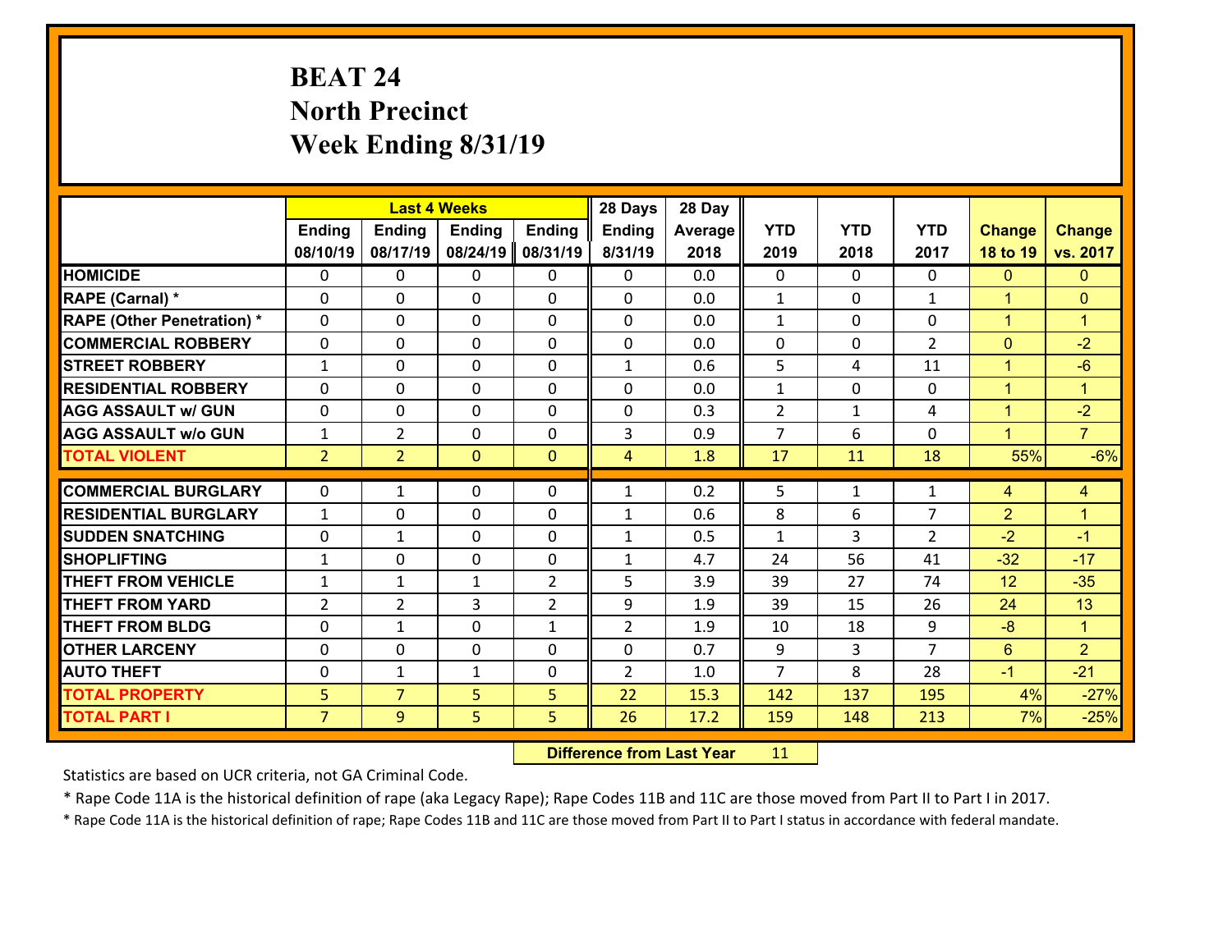# BEAT 24
## North Precinct
## Week Ending 8/31/19

| | Last 4 Weeks | | | | 28 Days | 28 Day | | | | | |
|---|---|---|---|---|---|---|---|---|---|---|---|
| | Ending 08/10/19 | Ending 08/17/19 | Ending 08/24/19 | Ending 08/31/19 | Ending 8/31/19 | Average 2018 | YTD 2019 | YTD 2018 | YTD 2017 | Change 18 to 19 | Change vs. 2017 |
| HOMICIDE | 0 | 0 | 0 | 0 | 0 | 0.0 | 0 | 0 | 0 | 0 | 0 |
| RAPE (Carnal) * | 0 | 0 | 0 | 0 | 0 | 0.0 | 1 | 0 | 1 | 1 | 0 |
| RAPE (Other Penetration) * | 0 | 0 | 0 | 0 | 0 | 0.0 | 1 | 0 | 0 | 1 | 1 |
| COMMERCIAL ROBBERY | 0 | 0 | 0 | 0 | 0 | 0.0 | 0 | 0 | 2 | 0 | -2 |
| STREET ROBBERY | 1 | 0 | 0 | 0 | 1 | 0.6 | 5 | 4 | 11 | 1 | -6 |
| RESIDENTIAL ROBBERY | 0 | 0 | 0 | 0 | 0 | 0.0 | 1 | 0 | 0 | 1 | 1 |
| AGG ASSAULT w/ GUN | 0 | 0 | 0 | 0 | 0 | 0.3 | 2 | 1 | 4 | 1 | -2 |
| AGG ASSAULT w/o GUN | 1 | 2 | 0 | 0 | 3 | 0.9 | 7 | 6 | 0 | 1 | 7 |
| TOTAL VIOLENT | 2 | 2 | 0 | 0 | 4 | 1.8 | 17 | 11 | 18 | 55% | -6% |
| COMMERCIAL BURGLARY | 0 | 1 | 0 | 0 | 1 | 0.2 | 5 | 1 | 1 | 4 | 4 |
| RESIDENTIAL BURGLARY | 1 | 0 | 0 | 0 | 1 | 0.6 | 8 | 6 | 7 | 2 | 1 |
| SUDDEN SNATCHING | 0 | 1 | 0 | 0 | 1 | 0.5 | 1 | 3 | 2 | -2 | -1 |
| SHOPLIFTING | 1 | 0 | 0 | 0 | 1 | 4.7 | 24 | 56 | 41 | -32 | -17 |
| THEFT FROM VEHICLE | 1 | 1 | 1 | 2 | 5 | 3.9 | 39 | 27 | 74 | 12 | -35 |
| THEFT FROM YARD | 2 | 2 | 3 | 2 | 9 | 1.9 | 39 | 15 | 26 | 24 | 13 |
| THEFT FROM BLDG | 0 | 1 | 0 | 1 | 2 | 1.9 | 10 | 18 | 9 | -8 | 1 |
| OTHER LARCENY | 0 | 0 | 0 | 0 | 0 | 0.7 | 9 | 3 | 7 | 6 | 2 |
| AUTO THEFT | 0 | 1 | 1 | 0 | 2 | 1.0 | 7 | 8 | 28 | -1 | -21 |
| TOTAL PROPERTY | 5 | 7 | 5 | 5 | 22 | 15.3 | 142 | 137 | 195 | 4% | -27% |
| TOTAL PART I | 7 | 9 | 5 | 5 | 26 | 17.2 | 159 | 148 | 213 | 7% | -25% |

**Difference from Last Year** 11

Statistics are based on UCR criteria, not GA Criminal Code.

* Rape Code 11A is the historical definition of rape (aka Legacy Rape); Rape Codes 11B and 11C are those moved from Part II to Part I in 2017.

* Rape Code 11A is the historical definition of rape; Rape Codes 11B and 11C are those moved from Part II to Part I status in accordance with federal mandate.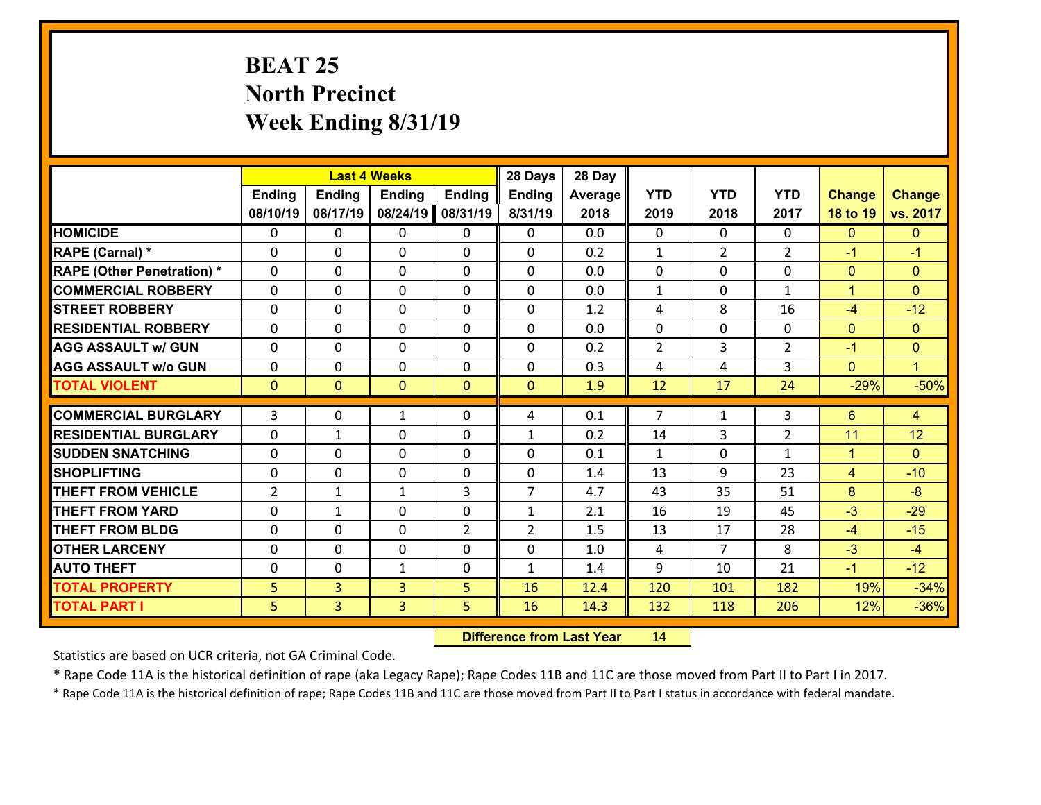# BEAT 25
## North Precinct
## Week Ending 8/31/19

| | Last 4 Weeks | | | | 28 Days | 28 Day | | | | | |
|---|---|---|---|---|---|---|---|---|---|---|---|
| | Ending 08/10/19 | Ending 08/17/19 | Ending 08/24/19 | Ending 08/31/19 | Ending 8/31/19 | Average 2018 | YTD 2019 | YTD 2018 | YTD 2017 | Change 18 to 19 | Change vs. 2017 |
| **HOMICIDE** | 0 | 0 | 0 | 0 | 0 | 0.0 | 0 | 0 | 0 | 0 | 0 |
| **RAPE (Carnal) *** | 0 | 0 | 0 | 0 | 0 | 0.2 | 1 | 2 | 2 | -1 | -1 |
| **RAPE (Other Penetration) *** | 0 | 0 | 0 | 0 | 0 | 0.0 | 0 | 0 | 0 | 0 | 0 |
| **COMMERCIAL ROBBERY** | 0 | 0 | 0 | 0 | 0 | 0.0 | 1 | 0 | 1 | 1 | 0 |
| **STREET ROBBERY** | 0 | 0 | 0 | 0 | 0 | 1.2 | 4 | 8 | 16 | -4 | -12 |
| **RESIDENTIAL ROBBERY** | 0 | 0 | 0 | 0 | 0 | 0.0 | 0 | 0 | 0 | 0 | 0 |
| **AGG ASSAULT w/ GUN** | 0 | 0 | 0 | 0 | 0 | 0.2 | 2 | 3 | 2 | -1 | 0 |
| **AGG ASSAULT w/o GUN** | 0 | 0 | 0 | 0 | 0 | 0.3 | 4 | 4 | 3 | 0 | 1 |
| **TOTAL VIOLENT** | 0 | 0 | 0 | 0 | 0 | 1.9 | 12 | 17 | 24 | -29% | -50% |
| **COMMERCIAL BURGLARY** | 3 | 0 | 1 | 0 | 4 | 0.1 | 7 | 1 | 3 | 6 | 4 |
| **RESIDENTIAL BURGLARY** | 0 | 1 | 0 | 0 | 1 | 0.2 | 14 | 3 | 2 | 11 | 12 |
| **SUDDEN SNATCHING** | 0 | 0 | 0 | 0 | 0 | 0.1 | 1 | 0 | 1 | 1 | 0 |
| **SHOPLIFTING** | 0 | 0 | 0 | 0 | 0 | 1.4 | 13 | 9 | 23 | 4 | -10 |
| **THEFT FROM VEHICLE** | 2 | 1 | 1 | 3 | 7 | 4.7 | 43 | 35 | 51 | 8 | -8 |
| **THEFT FROM YARD** | 0 | 1 | 0 | 0 | 1 | 2.1 | 16 | 19 | 45 | -3 | -29 |
| **THEFT FROM BLDG** | 0 | 0 | 0 | 2 | 2 | 1.5 | 13 | 17 | 28 | -4 | -15 |
| **OTHER LARCENY** | 0 | 0 | 0 | 0 | 0 | 1.0 | 4 | 7 | 8 | -3 | -4 |
| **AUTO THEFT** | 0 | 0 | 1 | 0 | 1 | 1.4 | 9 | 10 | 21 | -1 | -12 |
| **TOTAL PROPERTY** | 5 | 3 | 3 | 5 | 16 | 12.4 | 120 | 101 | 182 | 19% | -34% |
| **TOTAL PART I** | 5 | 3 | 3 | 5 | 16 | 14.3 | 132 | 118 | 206 | 12% | -36% |

**Difference from Last Year** 14

Statistics are based on UCR criteria, not GA Criminal Code.

* Rape Code 11A is the historical definition of rape (aka Legacy Rape); Rape Codes 11B and 11C are those moved from Part II to Part I in 2017.

* Rape Code 11A is the historical definition of rape; Rape Codes 11B and 11C are those moved from Part II to Part I status in accordance with federal mandate.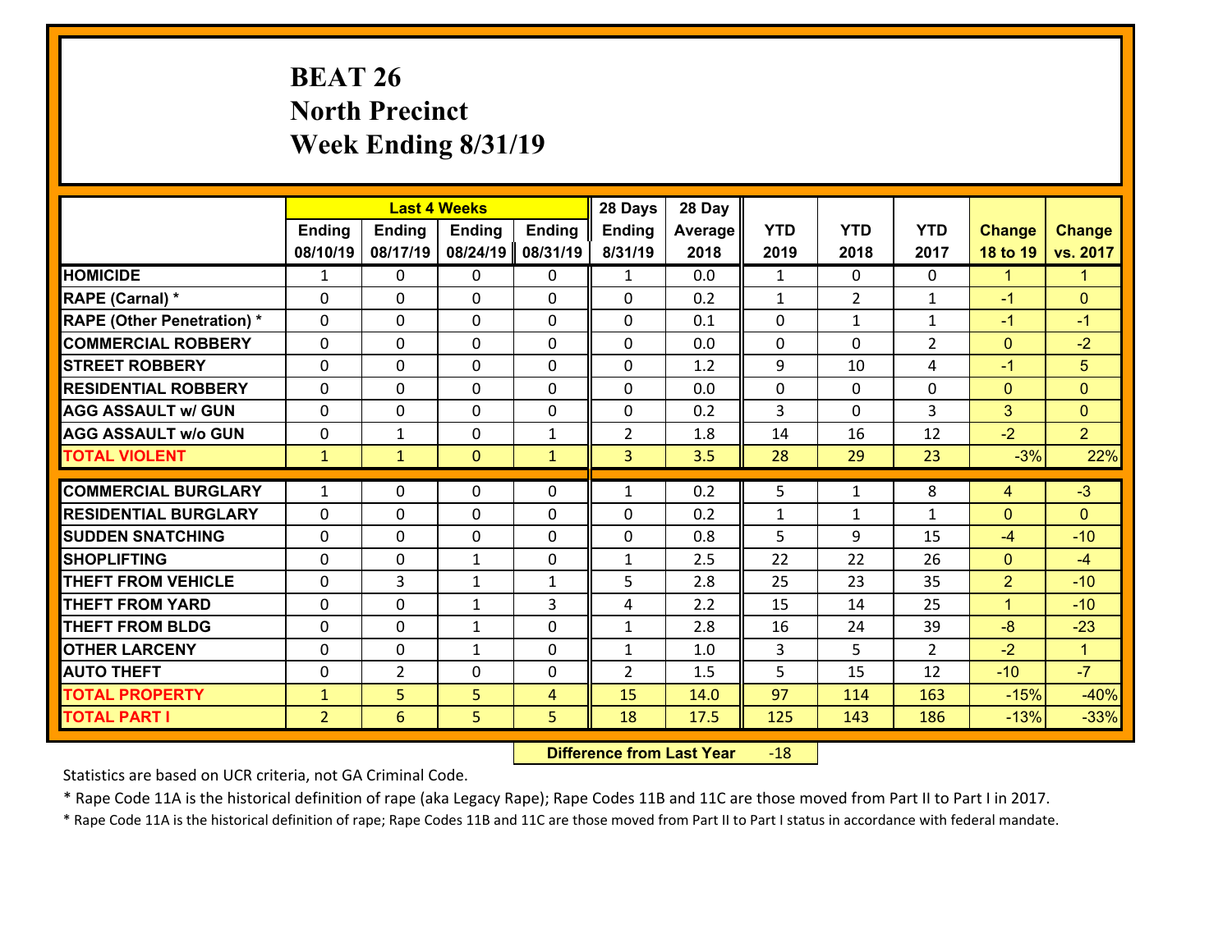# BEAT 26
## North Precinct
## Week Ending 8/31/19

| | Last 4 Weeks | | | | 28 Days | 28 Day | | | | | |
|---|---|---|---|---|---|---|---|---|---|---|---|
| | Ending 08/10/19 | Ending 08/17/19 | Ending 08/24/19 | Ending 08/31/19 | Ending 8/31/19 | Average 2018 | YTD 2019 | YTD 2018 | YTD 2017 | Change 18 to 19 | Change vs. 2017 |
| HOMICIDE | 1 | 0 | 0 | 0 | 1 | 0.0 | 1 | 0 | 0 | 1 | 1 |
| RAPE (Carnal) * | 0 | 0 | 0 | 0 | 0 | 0.2 | 1 | 2 | 1 | -1 | 0 |
| RAPE (Other Penetration) * | 0 | 0 | 0 | 0 | 0 | 0.1 | 0 | 1 | 1 | -1 | -1 |
| COMMERCIAL ROBBERY | 0 | 0 | 0 | 0 | 0 | 0.0 | 0 | 0 | 2 | 0 | -2 |
| STREET ROBBERY | 0 | 0 | 0 | 0 | 0 | 1.2 | 9 | 10 | 4 | -1 | 5 |
| RESIDENTIAL ROBBERY | 0 | 0 | 0 | 0 | 0 | 0.0 | 0 | 0 | 0 | 0 | 0 |
| AGG ASSAULT w/ GUN | 0 | 0 | 0 | 0 | 0 | 0.2 | 3 | 0 | 3 | 3 | 0 |
| AGG ASSAULT w/o GUN | 0 | 1 | 0 | 1 | 2 | 1.8 | 14 | 16 | 12 | -2 | 2 |
| TOTAL VIOLENT | 1 | 1 | 0 | 1 | 3 | 3.5 | 28 | 29 | 23 | -3% | 22% |
| COMMERCIAL BURGLARY | 1 | 0 | 0 | 0 | 1 | 0.2 | 5 | 1 | 8 | 4 | -3 |
| RESIDENTIAL BURGLARY | 0 | 0 | 0 | 0 | 0 | 0.2 | 1 | 1 | 1 | 0 | 0 |
| SUDDEN SNATCHING | 0 | 0 | 0 | 0 | 0 | 0.8 | 5 | 9 | 15 | -4 | -10 |
| SHOPLIFTING | 0 | 0 | 1 | 0 | 1 | 2.5 | 22 | 22 | 26 | 0 | -4 |
| THEFT FROM VEHICLE | 0 | 3 | 1 | 1 | 5 | 2.8 | 25 | 23 | 35 | 2 | -10 |
| THEFT FROM YARD | 0 | 0 | 1 | 3 | 4 | 2.2 | 15 | 14 | 25 | 1 | -10 |
| THEFT FROM BLDG | 0 | 0 | 1 | 0 | 1 | 2.8 | 16 | 24 | 39 | -8 | -23 |
| OTHER LARCENY | 0 | 0 | 1 | 0 | 1 | 1.0 | 3 | 5 | 2 | -2 | 1 |
| AUTO THEFT | 0 | 2 | 0 | 0 | 2 | 1.5 | 5 | 15 | 12 | -10 | -7 |
| TOTAL PROPERTY | 1 | 5 | 5 | 4 | 15 | 14.0 | 97 | 114 | 163 | -15% | -40% |
| TOTAL PART I | 2 | 6 | 5 | 5 | 18 | 17.5 | 125 | 143 | 186 | -13% | -33% |

**Difference from Last Year** -18

Statistics are based on UCR criteria, not GA Criminal Code.

* Rape Code 11A is the historical definition of rape (aka Legacy Rape); Rape Codes 11B and 11C are those moved from Part II to Part I in 2017.

* Rape Code 11A is the historical definition of rape; Rape Codes 11B and 11C are those moved from Part II to Part I status in accordance with federal mandate.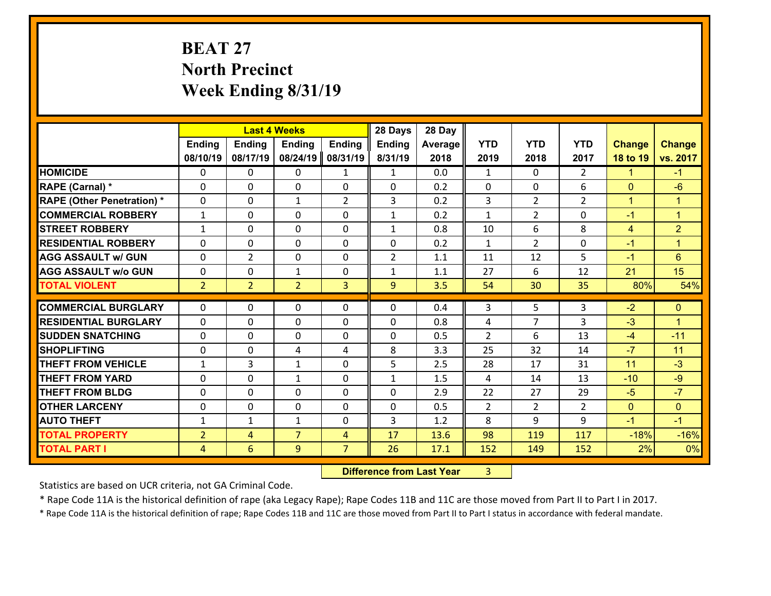# BEAT 27
## North Precinct
## Week Ending 8/31/19

| | Last 4 Weeks | | | | 28 Days | 28 Day | | | | | |
|---|---|---|---|---|---|---|---|---|---|---|---|
| | Ending 08/10/19 | Ending 08/17/19 | Ending 08/24/19 | Ending 08/31/19 | Ending 8/31/19 | Average 2018 | YTD 2019 | YTD 2018 | YTD 2017 | Change 18 to 19 | Change vs. 2017 |
| **HOMICIDE** | 0 | 0 | 0 | 1 | 1 | 0.0 | 1 | 0 | 2 | 1 | -1 |
| **RAPE (Carnal) *** | 0 | 0 | 0 | 0 | 0 | 0.2 | 0 | 0 | 6 | 0 | -6 |
| **RAPE (Other Penetration) *** | 0 | 0 | 1 | 2 | 3 | 0.2 | 3 | 2 | 2 | 1 | 1 |
| **COMMERCIAL ROBBERY** | 1 | 0 | 0 | 0 | 1 | 0.2 | 1 | 2 | 0 | -1 | 1 |
| **STREET ROBBERY** | 1 | 0 | 0 | 0 | 1 | 0.8 | 10 | 6 | 8 | 4 | 2 |
| **RESIDENTIAL ROBBERY** | 0 | 0 | 0 | 0 | 0 | 0.2 | 1 | 2 | 0 | -1 | 1 |
| **AGG ASSAULT w/ GUN** | 0 | 2 | 0 | 0 | 2 | 1.1 | 11 | 12 | 5 | -1 | 6 |
| **AGG ASSAULT w/o GUN** | 0 | 0 | 1 | 0 | 1 | 1.1 | 27 | 6 | 12 | 21 | 15 |
| **TOTAL VIOLENT** | 2 | 2 | 2 | 3 | 9 | 3.5 | 54 | 30 | 35 | 80% | 54% |
| **COMMERCIAL BURGLARY** | 0 | 0 | 0 | 0 | 0 | 0.4 | 3 | 5 | 3 | -2 | 0 |
| **RESIDENTIAL BURGLARY** | 0 | 0 | 0 | 0 | 0 | 0.8 | 4 | 7 | 3 | -3 | 1 |
| **SUDDEN SNATCHING** | 0 | 0 | 0 | 0 | 0 | 0.5 | 2 | 6 | 13 | -4 | -11 |
| **SHOPLIFTING** | 0 | 0 | 4 | 4 | 8 | 3.3 | 25 | 32 | 14 | -7 | 11 |
| **THEFT FROM VEHICLE** | 1 | 3 | 1 | 0 | 5 | 2.5 | 28 | 17 | 31 | 11 | -3 |
| **THEFT FROM YARD** | 0 | 0 | 1 | 0 | 1 | 1.5 | 4 | 14 | 13 | -10 | -9 |
| **THEFT FROM BLDG** | 0 | 0 | 0 | 0 | 0 | 2.9 | 22 | 27 | 29 | -5 | -7 |
| **OTHER LARCENY** | 0 | 0 | 0 | 0 | 0 | 0.5 | 2 | 2 | 2 | 0 | 0 |
| **AUTO THEFT** | 1 | 1 | 1 | 0 | 3 | 1.2 | 8 | 9 | 9 | -1 | -1 |
| **TOTAL PROPERTY** | 2 | 4 | 7 | 4 | 17 | 13.6 | 98 | 119 | 117 | -18% | -16% |
| **TOTAL PART I** | 4 | 6 | 9 | 7 | 26 | 17.1 | 152 | 149 | 152 | 2% | 0% |

**Difference from Last Year** 3

Statistics are based on UCR criteria, not GA Criminal Code.

* Rape Code 11A is the historical definition of rape (aka Legacy Rape); Rape Codes 11B and 11C are those moved from Part II to Part I in 2017.

* Rape Code 11A is the historical definition of rape; Rape Codes 11B and 11C are those moved from Part II to Part I status in accordance with federal mandate.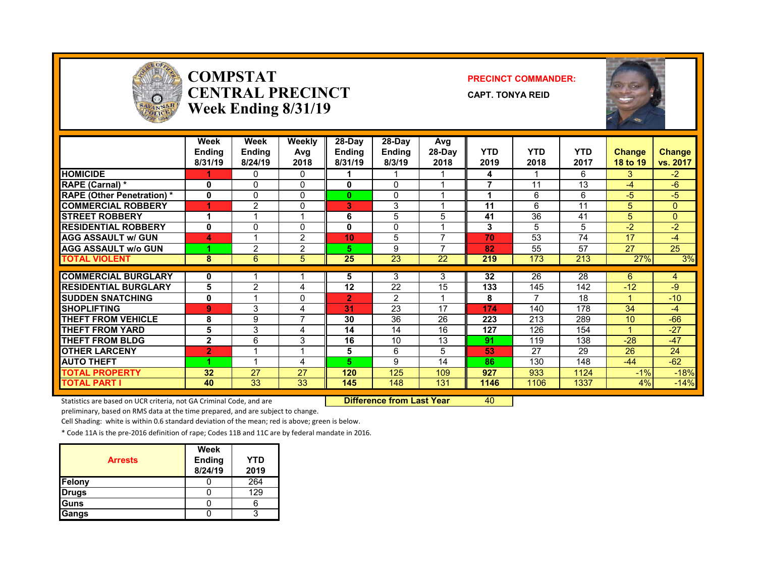# COMPSTAT
# CENTRAL PRECINCT
## Week Ending 8/31/19

**PRECINCT COMMANDER:**

**CAPT. TONYA REID**

| | Week Ending 8/31/19 | Week Ending 8/24/19 | Weekly Avg 2018 | 28-Day Ending 8/31/19 | 28-Day Ending 8/3/19 | Avg 28-Day 2018 | YTD 2019 | YTD 2018 | YTD 2017 | Change 18 to 19 | Change vs. 2017 |
|---|---|---|---|---|---|---|---|---|---|---|---|
| HOMICIDE | 1 | 0 | 0 | 1 | 1 | 1 | 4 | 1 | 6 | 3 | -2 |
| RAPE (Carnal) * | 0 | 0 | 0 | 0 | 0 | 1 | 7 | 11 | 13 | -4 | -6 |
| RAPE (Other Penetration) * | 0 | 0 | 0 | 0 | 0 | 1 | 1 | 6 | 6 | -5 | -5 |
| COMMERCIAL ROBBERY | 1 | 2 | 0 | 3 | 3 | 1 | 11 | 6 | 11 | 5 | 0 |
| STREET ROBBERY | 1 | 1 | 1 | 6 | 5 | 5 | 41 | 36 | 41 | 5 | 0 |
| RESIDENTIAL ROBBERY | 0 | 0 | 0 | 0 | 0 | 1 | 3 | 5 | 5 | -2 | -2 |
| AGG ASSAULT w/ GUN | 4 | 1 | 2 | 10 | 5 | 7 | 70 | 53 | 74 | 17 | -4 |
| AGG ASSAULT w/o GUN | 1 | 2 | 2 | 5 | 9 | 7 | 82 | 55 | 57 | 27 | 25 |
| TOTAL VIOLENT | 8 | 6 | 5 | 25 | 23 | 22 | 219 | 173 | 213 | 27% | 3% |
| COMMERCIAL BURGLARY | 0 | 1 | 1 | 5 | 3 | 3 | 32 | 26 | 28 | 6 | 4 |
| RESIDENTIAL BURGLARY | 5 | 2 | 4 | 12 | 22 | 15 | 133 | 145 | 142 | -12 | -9 |
| SUDDEN SNATCHING | 0 | 1 | 0 | 2 | 2 | 1 | 8 | 7 | 18 | 1 | -10 |
| SHOPLIFTING | 9 | 3 | 4 | 31 | 23 | 17 | 174 | 140 | 178 | 34 | -4 |
| THEFT FROM VEHICLE | 8 | 9 | 7 | 30 | 36 | 26 | 223 | 213 | 289 | 10 | -66 |
| THEFT FROM YARD | 5 | 3 | 4 | 14 | 14 | 16 | 127 | 126 | 154 | 1 | -27 |
| THEFT FROM BLDG | 2 | 6 | 3 | 16 | 10 | 13 | 91 | 119 | 138 | -28 | -47 |
| OTHER LARCENY | 2 | 1 | 1 | 5 | 6 | 5 | 53 | 27 | 29 | 26 | 24 |
| AUTO THEFT | 1 | 1 | 4 | 5 | 9 | 14 | 86 | 130 | 148 | -44 | -62 |
| TOTAL PROPERTY | 32 | 27 | 27 | 120 | 125 | 109 | 927 | 933 | 1124 | -1% | -18% |
| TOTAL PART I | 40 | 33 | 33 | 145 | 148 | 131 | 1146 | 1106 | 1337 | 4% | -14% |

**Difference from Last Year** 40

Statistics are based on UCR criteria, not GA Criminal Code, and are preliminary, based on RMS data at the time prepared, and are subject to change.

Cell Shading: white is within 0.6 standard deviation of the mean; red is above; green is below.

* Code 11A is the pre-2016 definition of rape; Codes 11B and 11C are by federal mandate in 2016.

| Arrests | Week Ending 8/24/19 | YTD 2019 |
|---|---|---|
| Felony | 0 | 264 |
| Drugs | 0 | 129 |
| Guns | 0 | 6 |
| Gangs | 0 | 3 |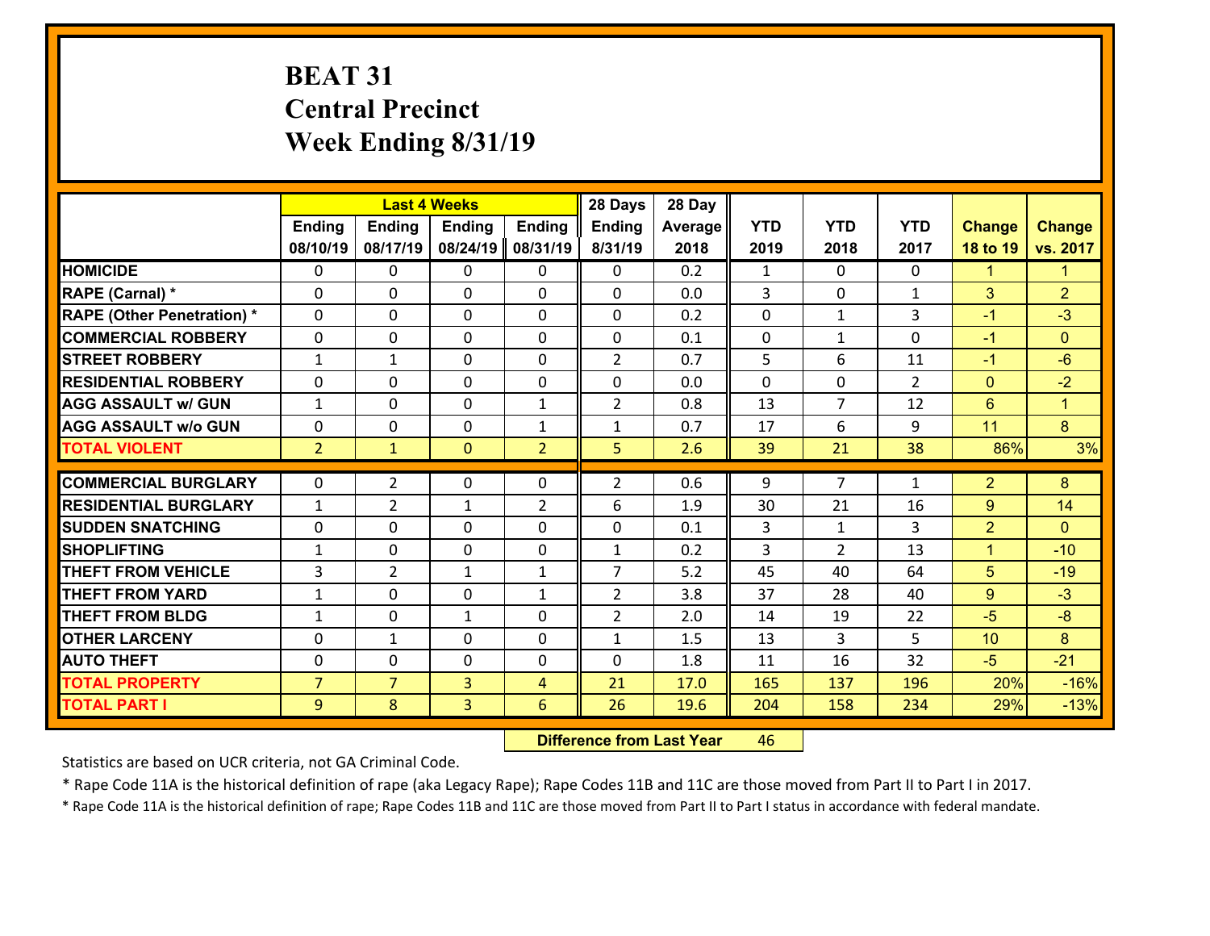# BEAT 31
## Central Precinct
## Week Ending 8/31/19

| | Last 4 Weeks | | | | 28 Days | 28 Day | | | | | |
|---|---|---|---|---|---|---|---|---|---|---|---|
| | Ending 08/10/19 | Ending 08/17/19 | Ending 08/24/19 | Ending 08/31/19 | Ending 8/31/19 | Average 2018 | YTD 2019 | YTD 2018 | YTD 2017 | Change 18 to 19 | Change vs. 2017 |
| **HOMICIDE** | 0 | 0 | 0 | 0 | 0 | 0.2 | 1 | 0 | 0 | 1 | 1 |
| **RAPE (Carnal) *** | 0 | 0 | 0 | 0 | 0 | 0.0 | 3 | 0 | 1 | 3 | 2 |
| **RAPE (Other Penetration) *** | 0 | 0 | 0 | 0 | 0 | 0.2 | 0 | 1 | 3 | -1 | -3 |
| **COMMERCIAL ROBBERY** | 0 | 0 | 0 | 0 | 0 | 0.1 | 0 | 1 | 0 | -1 | 0 |
| **STREET ROBBERY** | 1 | 1 | 0 | 0 | 2 | 0.7 | 5 | 6 | 11 | -1 | -6 |
| **RESIDENTIAL ROBBERY** | 0 | 0 | 0 | 0 | 0 | 0.0 | 0 | 0 | 2 | 0 | -2 |
| **AGG ASSAULT w/ GUN** | 1 | 0 | 0 | 1 | 2 | 0.8 | 13 | 7 | 12 | 6 | 1 |
| **AGG ASSAULT w/o GUN** | 0 | 0 | 0 | 1 | 1 | 0.7 | 17 | 6 | 9 | 11 | 8 |
| **TOTAL VIOLENT** | 2 | 1 | 0 | 2 | 5 | 2.6 | 39 | 21 | 38 | 86% | 3% |
| **COMMERCIAL BURGLARY** | 0 | 2 | 0 | 0 | 2 | 0.6 | 9 | 7 | 1 | 2 | 8 |
| **RESIDENTIAL BURGLARY** | 1 | 2 | 1 | 2 | 6 | 1.9 | 30 | 21 | 16 | 9 | 14 |
| **SUDDEN SNATCHING** | 0 | 0 | 0 | 0 | 0 | 0.1 | 3 | 1 | 3 | 2 | 0 |
| **SHOPLIFTING** | 1 | 0 | 0 | 0 | 1 | 0.2 | 3 | 2 | 13 | 1 | -10 |
| **THEFT FROM VEHICLE** | 3 | 2 | 1 | 1 | 7 | 5.2 | 45 | 40 | 64 | 5 | -19 |
| **THEFT FROM YARD** | 1 | 0 | 0 | 1 | 2 | 3.8 | 37 | 28 | 40 | 9 | -3 |
| **THEFT FROM BLDG** | 1 | 0 | 1 | 0 | 2 | 2.0 | 14 | 19 | 22 | -5 | -8 |
| **OTHER LARCENY** | 0 | 1 | 0 | 0 | 1 | 1.5 | 13 | 3 | 5 | 10 | 8 |
| **AUTO THEFT** | 0 | 0 | 0 | 0 | 0 | 1.8 | 11 | 16 | 32 | -5 | -21 |
| **TOTAL PROPERTY** | 7 | 7 | 3 | 4 | 21 | 17.0 | 165 | 137 | 196 | 20% | -16% |
| **TOTAL PART I** | 9 | 8 | 3 | 6 | 26 | 19.6 | 204 | 158 | 234 | 29% | -13% |

**Difference from Last Year** 46

Statistics are based on UCR criteria, not GA Criminal Code.

* Rape Code 11A is the historical definition of rape (aka Legacy Rape); Rape Codes 11B and 11C are those moved from Part II to Part I in 2017.

* Rape Code 11A is the historical definition of rape; Rape Codes 11B and 11C are those moved from Part II to Part I status in accordance with federal mandate.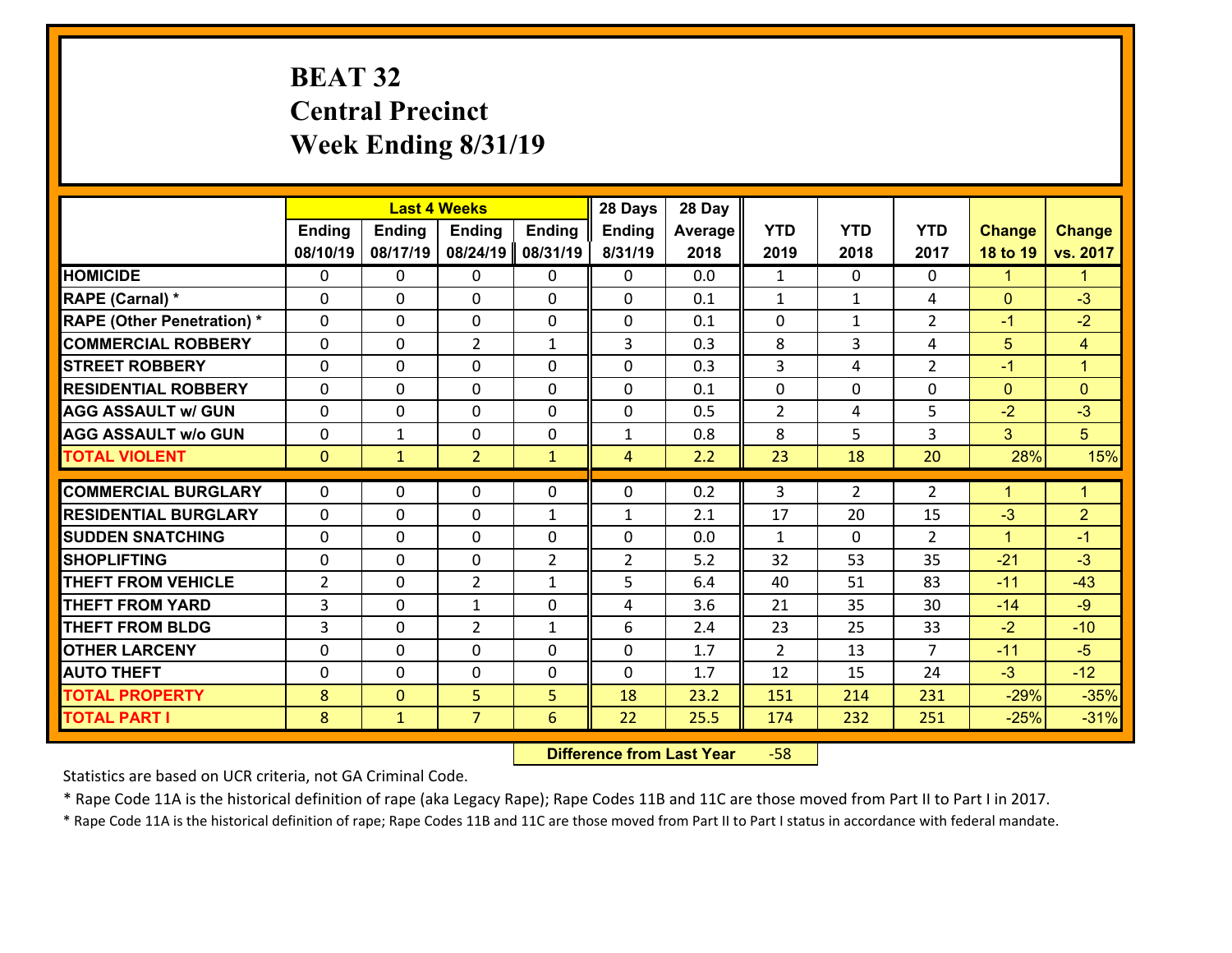# BEAT 32
## Central Precinct
## Week Ending 8/31/19

| | Last 4 Weeks | | | | 28 Days | 28 Day | | | | | |
|---|---|---|---|---|---|---|---|---|---|---|---|
| | Ending 08/10/19 | Ending 08/17/19 | Ending 08/24/19 | Ending 08/31/19 | Ending 8/31/19 | Average 2018 | YTD 2019 | YTD 2018 | YTD 2017 | Change 18 to 19 | Change vs. 2017 |
| HOMICIDE | 0 | 0 | 0 | 0 | 0 | 0.0 | 1 | 0 | 0 | 1 | 1 |
| RAPE (Carnal) * | 0 | 0 | 0 | 0 | 0 | 0.1 | 1 | 1 | 4 | 0 | -3 |
| RAPE (Other Penetration) * | 0 | 0 | 0 | 0 | 0 | 0.1 | 0 | 1 | 2 | -1 | -2 |
| COMMERCIAL ROBBERY | 0 | 0 | 2 | 1 | 3 | 0.3 | 8 | 3 | 4 | 5 | 4 |
| STREET ROBBERY | 0 | 0 | 0 | 0 | 0 | 0.3 | 3 | 4 | 2 | -1 | 1 |
| RESIDENTIAL ROBBERY | 0 | 0 | 0 | 0 | 0 | 0.1 | 0 | 0 | 0 | 0 | 0 |
| AGG ASSAULT w/ GUN | 0 | 0 | 0 | 0 | 0 | 0.5 | 2 | 4 | 5 | -2 | -3 |
| AGG ASSAULT w/o GUN | 0 | 1 | 0 | 0 | 1 | 0.8 | 8 | 5 | 3 | 3 | 5 |
| TOTAL VIOLENT | 0 | 1 | 2 | 1 | 4 | 2.2 | 23 | 18 | 20 | 28% | 15% |
| COMMERCIAL BURGLARY | 0 | 0 | 0 | 0 | 0 | 0.2 | 3 | 2 | 2 | 1 | 1 |
| RESIDENTIAL BURGLARY | 0 | 0 | 0 | 1 | 1 | 2.1 | 17 | 20 | 15 | -3 | 2 |
| SUDDEN SNATCHING | 0 | 0 | 0 | 0 | 0 | 0.0 | 1 | 0 | 2 | 1 | -1 |
| SHOPLIFTING | 0 | 0 | 0 | 2 | 2 | 5.2 | 32 | 53 | 35 | -21 | -3 |
| THEFT FROM VEHICLE | 2 | 0 | 2 | 1 | 5 | 6.4 | 40 | 51 | 83 | -11 | -43 |
| THEFT FROM YARD | 3 | 0 | 1 | 0 | 4 | 3.6 | 21 | 35 | 30 | -14 | -9 |
| THEFT FROM BLDG | 3 | 0 | 2 | 1 | 6 | 2.4 | 23 | 25 | 33 | -2 | -10 |
| OTHER LARCENY | 0 | 0 | 0 | 0 | 0 | 1.7 | 2 | 13 | 7 | -11 | -5 |
| AUTO THEFT | 0 | 0 | 0 | 0 | 0 | 1.7 | 12 | 15 | 24 | -3 | -12 |
| TOTAL PROPERTY | 8 | 0 | 5 | 5 | 18 | 23.2 | 151 | 214 | 231 | -29% | -35% |
| TOTAL PART I | 8 | 1 | 7 | 6 | 22 | 25.5 | 174 | 232 | 251 | -25% | -31% |

**Difference from Last Year** -58

Statistics are based on UCR criteria, not GA Criminal Code.

* Rape Code 11A is the historical definition of rape (aka Legacy Rape); Rape Codes 11B and 11C are those moved from Part II to Part I in 2017.

* Rape Code 11A is the historical definition of rape; Rape Codes 11B and 11C are those moved from Part II to Part I status in accordance with federal mandate.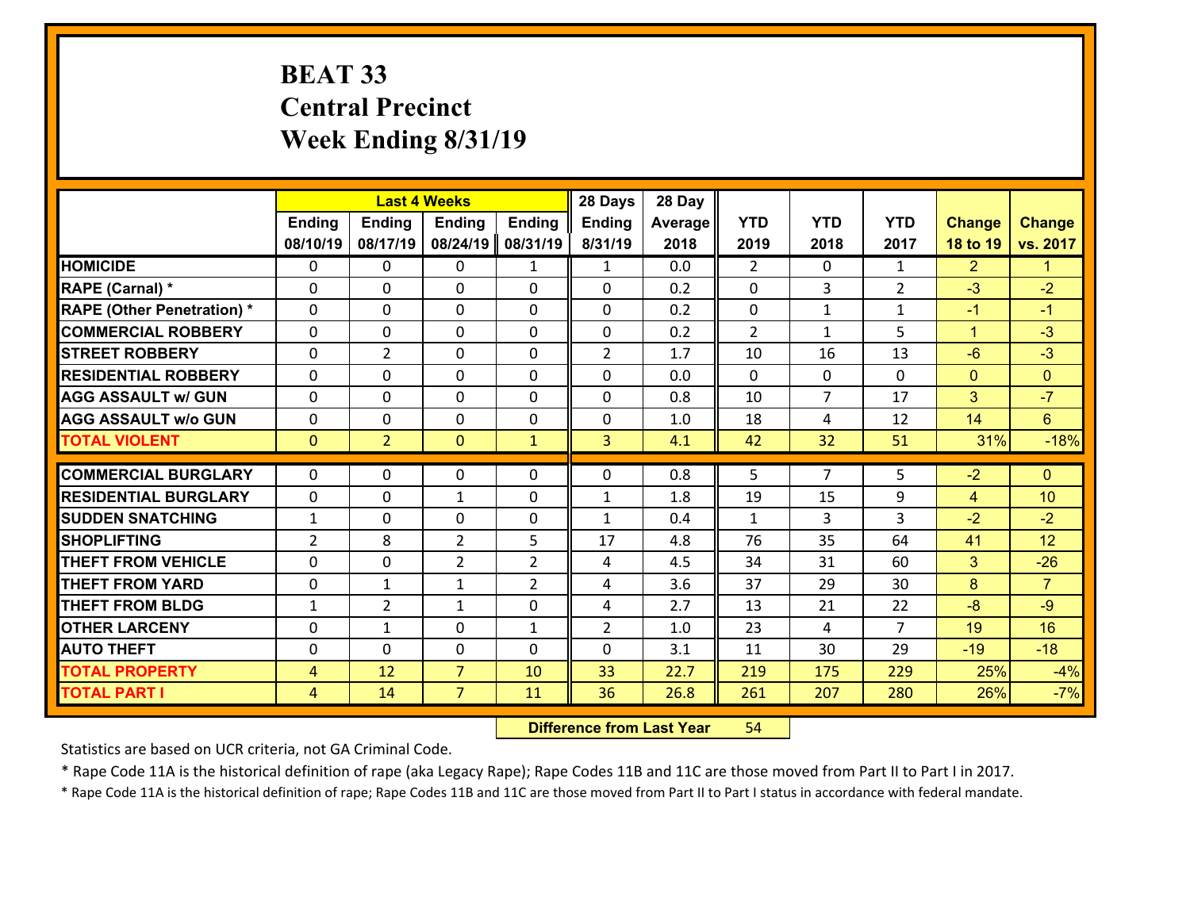# BEAT 33
## Central Precinct
## Week Ending 8/31/19

| | Last 4 Weeks | | | | 28 Days | 28 Day | | | | | |
|---|---|---|---|---|---|---|---|---|---|---|---|
| | Ending 08/10/19 | Ending 08/17/19 | Ending 08/24/19 | Ending 08/31/19 | Ending 8/31/19 | Average 2018 | YTD 2019 | YTD 2018 | YTD 2017 | Change 18 to 19 | Change vs. 2017 |
| **HOMICIDE** | 0 | 0 | 0 | 1 | 1 | 0.0 | 2 | 0 | 1 | 2 | 1 |
| **RAPE (Carnal) *** | 0 | 0 | 0 | 0 | 0 | 0.2 | 0 | 3 | 2 | -3 | -2 |
| **RAPE (Other Penetration) *** | 0 | 0 | 0 | 0 | 0 | 0.2 | 0 | 1 | 1 | -1 | -1 |
| **COMMERCIAL ROBBERY** | 0 | 0 | 0 | 0 | 0 | 0.2 | 2 | 1 | 5 | 1 | -3 |
| **STREET ROBBERY** | 0 | 2 | 0 | 0 | 2 | 1.7 | 10 | 16 | 13 | -6 | -3 |
| **RESIDENTIAL ROBBERY** | 0 | 0 | 0 | 0 | 0 | 0.0 | 0 | 0 | 0 | 0 | 0 |
| **AGG ASSAULT w/ GUN** | 0 | 0 | 0 | 0 | 0 | 0.8 | 10 | 7 | 17 | 3 | -7 |
| **AGG ASSAULT w/o GUN** | 0 | 0 | 0 | 0 | 0 | 1.0 | 18 | 4 | 12 | 14 | 6 |
| **TOTAL VIOLENT** | 0 | 2 | 0 | 1 | 3 | 4.1 | 42 | 32 | 51 | 31% | -18% |
| **COMMERCIAL BURGLARY** | 0 | 0 | 0 | 0 | 0 | 0.8 | 5 | 7 | 5 | -2 | 0 |
| **RESIDENTIAL BURGLARY** | 0 | 0 | 1 | 0 | 1 | 1.8 | 19 | 15 | 9 | 4 | 10 |
| **SUDDEN SNATCHING** | 1 | 0 | 0 | 0 | 1 | 0.4 | 1 | 3 | 3 | -2 | -2 |
| **SHOPLIFTING** | 2 | 8 | 2 | 5 | 17 | 4.8 | 76 | 35 | 64 | 41 | 12 |
| **THEFT FROM VEHICLE** | 0 | 0 | 2 | 2 | 4 | 4.5 | 34 | 31 | 60 | 3 | -26 |
| **THEFT FROM YARD** | 0 | 1 | 1 | 2 | 4 | 3.6 | 37 | 29 | 30 | 8 | 7 |
| **THEFT FROM BLDG** | 1 | 2 | 1 | 0 | 4 | 2.7 | 13 | 21 | 22 | -8 | -9 |
| **OTHER LARCENY** | 0 | 1 | 0 | 1 | 2 | 1.0 | 23 | 4 | 7 | 19 | 16 |
| **AUTO THEFT** | 0 | 0 | 0 | 0 | 0 | 3.1 | 11 | 30 | 29 | -19 | -18 |
| **TOTAL PROPERTY** | 4 | 12 | 7 | 10 | 33 | 22.7 | 219 | 175 | 229 | 25% | -4% |
| **TOTAL PART I** | 4 | 14 | 7 | 11 | 36 | 26.8 | 261 | 207 | 280 | 26% | -7% |

**Difference from Last Year** 54

Statistics are based on UCR criteria, not GA Criminal Code.

* Rape Code 11A is the historical definition of rape (aka Legacy Rape); Rape Codes 11B and 11C are those moved from Part II to Part I in 2017.

* Rape Code 11A is the historical definition of rape; Rape Codes 11B and 11C are those moved from Part II to Part I status in accordance with federal mandate.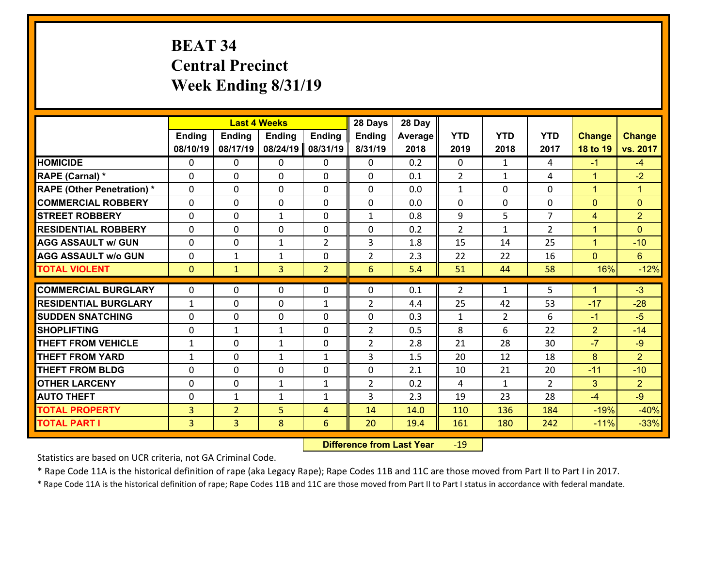# BEAT 34
## Central Precinct
## Week Ending 8/31/19

| | Last 4 Weeks | | | | 28 Days | 28 Day | | | | | |
|---|---|---|---|---|---|---|---|---|---|---|---|
| | Ending 08/10/19 | Ending 08/17/19 | Ending 08/24/19 | Ending 08/31/19 | Ending 8/31/19 | Average 2018 | YTD 2019 | YTD 2018 | YTD 2017 | Change 18 to 19 | Change vs. 2017 |
| HOMICIDE | 0 | 0 | 0 | 0 | 0 | 0.2 | 0 | 1 | 4 | -1 | -4 |
| RAPE (Carnal) * | 0 | 0 | 0 | 0 | 0 | 0.1 | 2 | 1 | 4 | 1 | -2 |
| RAPE (Other Penetration) * | 0 | 0 | 0 | 0 | 0 | 0.0 | 1 | 0 | 0 | 1 | 1 |
| COMMERCIAL ROBBERY | 0 | 0 | 0 | 0 | 0 | 0.0 | 0 | 0 | 0 | 0 | 0 |
| STREET ROBBERY | 0 | 0 | 1 | 0 | 1 | 0.8 | 9 | 5 | 7 | 4 | 2 |
| RESIDENTIAL ROBBERY | 0 | 0 | 0 | 0 | 0 | 0.2 | 2 | 1 | 2 | 1 | 0 |
| AGG ASSAULT w/ GUN | 0 | 0 | 1 | 2 | 3 | 1.8 | 15 | 14 | 25 | 1 | -10 |
| AGG ASSAULT w/o GUN | 0 | 1 | 1 | 0 | 2 | 2.3 | 22 | 22 | 16 | 0 | 6 |
| TOTAL VIOLENT | 0 | 1 | 3 | 2 | 6 | 5.4 | 51 | 44 | 58 | 16% | -12% |
| COMMERCIAL BURGLARY | 0 | 0 | 0 | 0 | 0 | 0.1 | 2 | 1 | 5 | 1 | -3 |
| RESIDENTIAL BURGLARY | 1 | 0 | 0 | 1 | 2 | 4.4 | 25 | 42 | 53 | -17 | -28 |
| SUDDEN SNATCHING | 0 | 0 | 0 | 0 | 0 | 0.3 | 1 | 2 | 6 | -1 | -5 |
| SHOPLIFTING | 0 | 1 | 1 | 0 | 2 | 0.5 | 8 | 6 | 22 | 2 | -14 |
| THEFT FROM VEHICLE | 1 | 0 | 1 | 0 | 2 | 2.8 | 21 | 28 | 30 | -7 | -9 |
| THEFT FROM YARD | 1 | 0 | 1 | 1 | 3 | 1.5 | 20 | 12 | 18 | 8 | 2 |
| THEFT FROM BLDG | 0 | 0 | 0 | 0 | 0 | 2.1 | 10 | 21 | 20 | -11 | -10 |
| OTHER LARCENY | 0 | 0 | 1 | 1 | 2 | 0.2 | 4 | 1 | 2 | 3 | 2 |
| AUTO THEFT | 0 | 1 | 1 | 1 | 3 | 2.3 | 19 | 23 | 28 | -4 | -9 |
| TOTAL PROPERTY | 3 | 2 | 5 | 4 | 14 | 14.0 | 110 | 136 | 184 | -19% | -40% |
| TOTAL PART I | 3 | 3 | 8 | 6 | 20 | 19.4 | 161 | 180 | 242 | -11% | -33% |

**Difference from Last Year** -19

Statistics are based on UCR criteria, not GA Criminal Code.

* Rape Code 11A is the historical definition of rape (aka Legacy Rape); Rape Codes 11B and 11C are those moved from Part II to Part I in 2017.

* Rape Code 11A is the historical definition of rape; Rape Codes 11B and 11C are those moved from Part II to Part I status in accordance with federal mandate.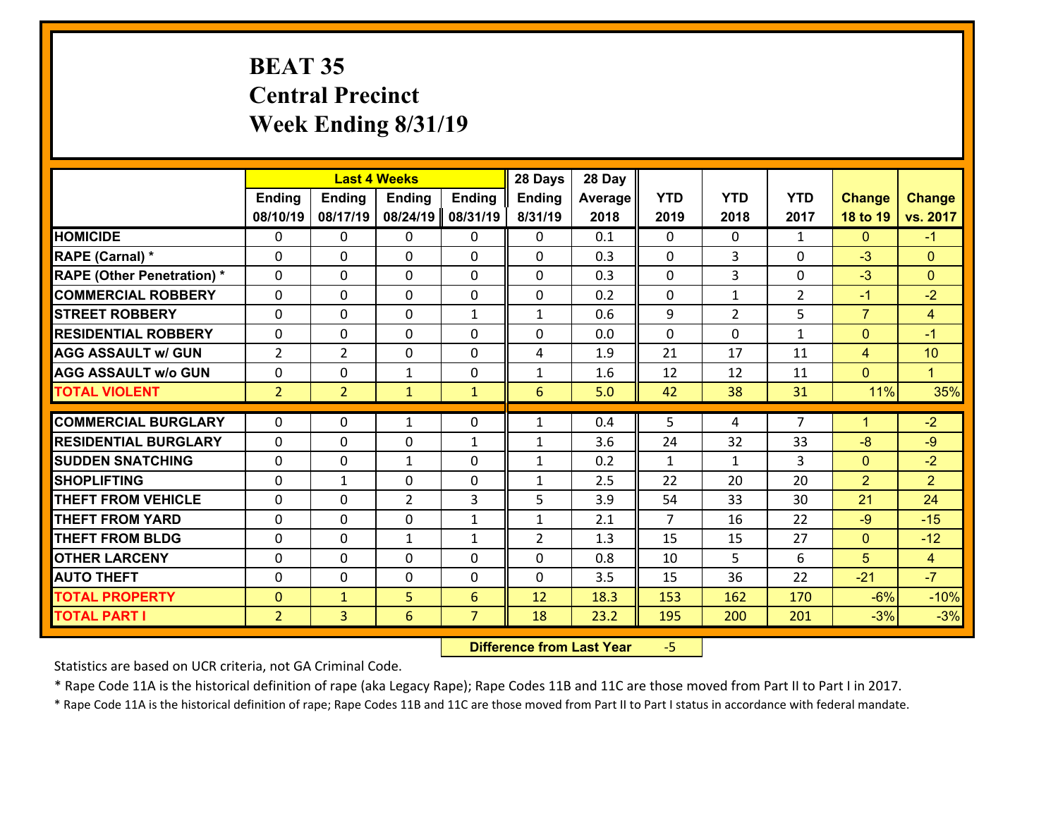# BEAT 35
## Central Precinct
## Week Ending 8/31/19

| | Last 4 Weeks | | | | 28 Days | 28 Day | | | | | |
|---|---|---|---|---|---|---|---|---|---|---|---|
| | Ending 08/10/19 | Ending 08/17/19 | Ending 08/24/19 | Ending 08/31/19 | Ending 8/31/19 | Average 2018 | YTD 2019 | YTD 2018 | YTD 2017 | Change 18 to 19 | Change vs. 2017 |
| HOMICIDE | 0 | 0 | 0 | 0 | 0 | 0.1 | 0 | 0 | 1 | 0 | -1 |
| RAPE (Carnal) * | 0 | 0 | 0 | 0 | 0 | 0.3 | 0 | 3 | 0 | -3 | 0 |
| RAPE (Other Penetration) * | 0 | 0 | 0 | 0 | 0 | 0.3 | 0 | 3 | 0 | -3 | 0 |
| COMMERCIAL ROBBERY | 0 | 0 | 0 | 0 | 0 | 0.2 | 0 | 1 | 2 | -1 | -2 |
| STREET ROBBERY | 0 | 0 | 0 | 1 | 1 | 0.6 | 9 | 2 | 5 | 7 | 4 |
| RESIDENTIAL ROBBERY | 0 | 0 | 0 | 0 | 0 | 0.0 | 0 | 0 | 1 | 0 | -1 |
| AGG ASSAULT w/ GUN | 2 | 2 | 0 | 0 | 4 | 1.9 | 21 | 17 | 11 | 4 | 10 |
| AGG ASSAULT w/o GUN | 0 | 0 | 1 | 0 | 1 | 1.6 | 12 | 12 | 11 | 0 | 1 |
| TOTAL VIOLENT | 2 | 2 | 1 | 1 | 6 | 5.0 | 42 | 38 | 31 | 11% | 35% |
| COMMERCIAL BURGLARY | 0 | 0 | 1 | 0 | 1 | 0.4 | 5 | 4 | 7 | 1 | -2 |
| RESIDENTIAL BURGLARY | 0 | 0 | 0 | 1 | 1 | 3.6 | 24 | 32 | 33 | -8 | -9 |
| SUDDEN SNATCHING | 0 | 0 | 1 | 0 | 1 | 0.2 | 1 | 1 | 3 | 0 | -2 |
| SHOPLIFTING | 0 | 1 | 0 | 0 | 1 | 2.5 | 22 | 20 | 20 | 2 | 2 |
| THEFT FROM VEHICLE | 0 | 0 | 2 | 3 | 5 | 3.9 | 54 | 33 | 30 | 21 | 24 |
| THEFT FROM YARD | 0 | 0 | 0 | 1 | 1 | 2.1 | 7 | 16 | 22 | -9 | -15 |
| THEFT FROM BLDG | 0 | 0 | 1 | 1 | 2 | 1.3 | 15 | 15 | 27 | 0 | -12 |
| OTHER LARCENY | 0 | 0 | 0 | 0 | 0 | 0.8 | 10 | 5 | 6 | 5 | 4 |
| AUTO THEFT | 0 | 0 | 0 | 0 | 0 | 3.5 | 15 | 36 | 22 | -21 | -7 |
| TOTAL PROPERTY | 0 | 1 | 5 | 6 | 12 | 18.3 | 153 | 162 | 170 | -6% | -10% |
| TOTAL PART I | 2 | 3 | 6 | 7 | 18 | 23.2 | 195 | 200 | 201 | -3% | -3% |

**Difference from Last Year** -5

Statistics are based on UCR criteria, not GA Criminal Code.

* Rape Code 11A is the historical definition of rape (aka Legacy Rape); Rape Codes 11B and 11C are those moved from Part II to Part I in 2017.

* Rape Code 11A is the historical definition of rape; Rape Codes 11B and 11C are those moved from Part II to Part I status in accordance with federal mandate.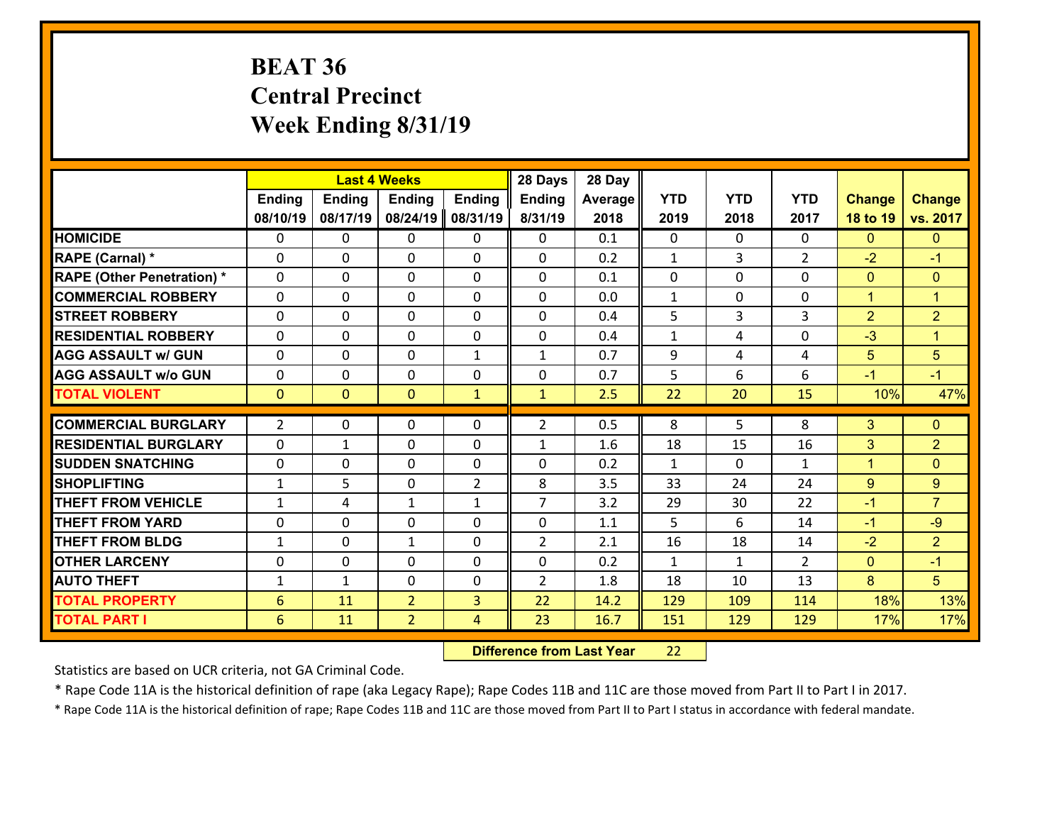# BEAT 36
## Central Precinct
## Week Ending 8/31/19

| | Last 4 Weeks | | | | 28 Days | 28 Day | | | | | |
|---|---|---|---|---|---|---|---|---|---|---|---|
| | Ending 08/10/19 | Ending 08/17/19 | Ending 08/24/19 | Ending 08/31/19 | Ending 8/31/19 | Average 2018 | YTD 2019 | YTD 2018 | YTD 2017 | Change 18 to 19 | Change vs. 2017 |
| HOMICIDE | 0 | 0 | 0 | 0 | 0 | 0.1 | 0 | 0 | 0 | 0 | 0 |
| RAPE (Carnal) * | 0 | 0 | 0 | 0 | 0 | 0.2 | 1 | 3 | 2 | -2 | -1 |
| RAPE (Other Penetration) * | 0 | 0 | 0 | 0 | 0 | 0.1 | 0 | 0 | 0 | 0 | 0 |
| COMMERCIAL ROBBERY | 0 | 0 | 0 | 0 | 0 | 0.0 | 1 | 0 | 0 | 1 | 1 |
| STREET ROBBERY | 0 | 0 | 0 | 0 | 0 | 0.4 | 5 | 3 | 3 | 2 | 2 |
| RESIDENTIAL ROBBERY | 0 | 0 | 0 | 0 | 0 | 0.4 | 1 | 4 | 0 | -3 | 1 |
| AGG ASSAULT w/ GUN | 0 | 0 | 0 | 1 | 1 | 0.7 | 9 | 4 | 4 | 5 | 5 |
| AGG ASSAULT w/o GUN | 0 | 0 | 0 | 0 | 0 | 0.7 | 5 | 6 | 6 | -1 | -1 |
| TOTAL VIOLENT | 0 | 0 | 0 | 1 | 1 | 2.5 | 22 | 20 | 15 | 10% | 47% |
| COMMERCIAL BURGLARY | 2 | 0 | 0 | 0 | 2 | 0.5 | 8 | 5 | 8 | 3 | 0 |
| RESIDENTIAL BURGLARY | 0 | 1 | 0 | 0 | 1 | 1.6 | 18 | 15 | 16 | 3 | 2 |
| SUDDEN SNATCHING | 0 | 0 | 0 | 0 | 0 | 0.2 | 1 | 0 | 1 | 1 | 0 |
| SHOPLIFTING | 1 | 5 | 0 | 2 | 8 | 3.5 | 33 | 24 | 24 | 9 | 9 |
| THEFT FROM VEHICLE | 1 | 4 | 1 | 1 | 7 | 3.2 | 29 | 30 | 22 | -1 | 7 |
| THEFT FROM YARD | 0 | 0 | 0 | 0 | 0 | 1.1 | 5 | 6 | 14 | -1 | -9 |
| THEFT FROM BLDG | 1 | 0 | 1 | 0 | 2 | 2.1 | 16 | 18 | 14 | -2 | 2 |
| OTHER LARCENY | 0 | 0 | 0 | 0 | 0 | 0.2 | 1 | 1 | 2 | 0 | -1 |
| AUTO THEFT | 1 | 1 | 0 | 0 | 2 | 1.8 | 18 | 10 | 13 | 8 | 5 |
| TOTAL PROPERTY | 6 | 11 | 2 | 3 | 22 | 14.2 | 129 | 109 | 114 | 18% | 13% |
| TOTAL PART I | 6 | 11 | 2 | 4 | 23 | 16.7 | 151 | 129 | 129 | 17% | 17% |

**Difference from Last Year** 22

Statistics are based on UCR criteria, not GA Criminal Code.

* Rape Code 11A is the historical definition of rape (aka Legacy Rape); Rape Codes 11B and 11C are those moved from Part II to Part I in 2017.

* Rape Code 11A is the historical definition of rape; Rape Codes 11B and 11C are those moved from Part II to Part I status in accordance with federal mandate.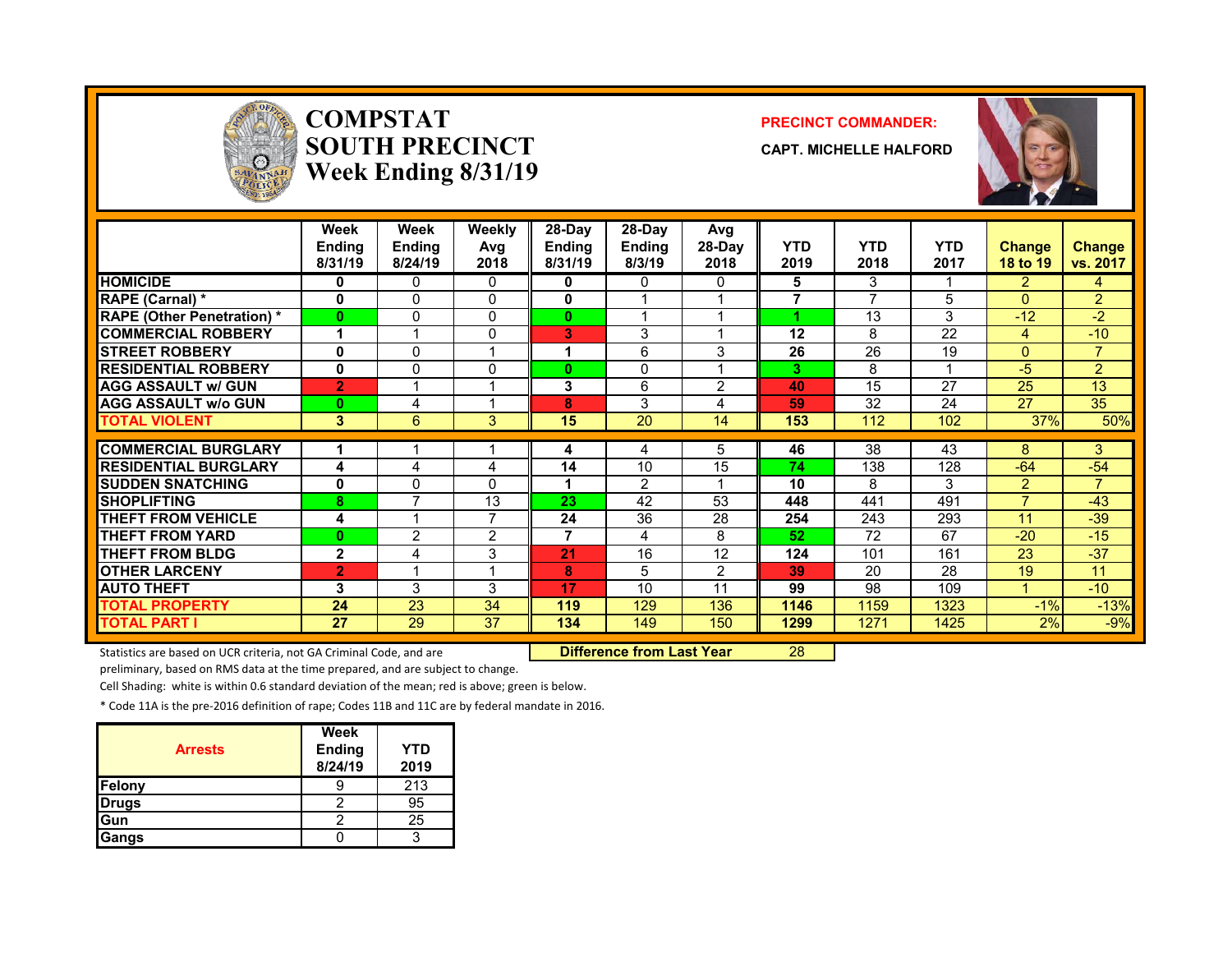# COMPSTAT SOUTH PRECINCT Week Ending 8/31/19

**PRECINCT COMMANDER:**

**CAPT. MICHELLE HALFORD**

| | Week Ending 8/31/19 | Week Ending 8/24/19 | Weekly Avg 2018 | 28-Day Ending 8/31/19 | 28-Day Ending 8/3/19 | Avg 28-Day 2018 | YTD 2019 | YTD 2018 | YTD 2017 | Change 18 to 19 | Change vs. 2017 |
|---|---|---|---|---|---|---|---|---|---|---|---|
| HOMICIDE | 0 | 0 | 0 | 0 | 0 | 0 | 5 | 3 | 1 | 2 | 4 |
| RAPE (Carnal) * | 0 | 0 | 0 | 0 | 1 | 1 | 7 | 7 | 5 | 0 | 2 |
| RAPE (Other Penetration) * | 0 | 0 | 0 | 0 | 1 | 1 | 1 | 13 | 3 | -12 | -2 |
| COMMERCIAL ROBBERY | 1 | 1 | 0 | 3 | 3 | 1 | 12 | 8 | 22 | 4 | -10 |
| STREET ROBBERY | 0 | 0 | 1 | 1 | 6 | 3 | 26 | 26 | 19 | 0 | 7 |
| RESIDENTIAL ROBBERY | 0 | 0 | 0 | 0 | 0 | 1 | 3 | 8 | 1 | -5 | 2 |
| AGG ASSAULT w/ GUN | 2 | 1 | 1 | 3 | 6 | 2 | 40 | 15 | 27 | 25 | 13 |
| AGG ASSAULT w/o GUN | 0 | 4 | 1 | 8 | 3 | 4 | 59 | 32 | 24 | 27 | 35 |
| TOTAL VIOLENT | 3 | 6 | 3 | 15 | 20 | 14 | 153 | 112 | 102 | 37% | 50% |
| COMMERCIAL BURGLARY | 1 | 1 | 1 | 4 | 4 | 5 | 46 | 38 | 43 | 8 | 3 |
| RESIDENTIAL BURGLARY | 4 | 4 | 4 | 14 | 10 | 15 | 74 | 138 | 128 | -64 | -54 |
| SUDDEN SNATCHING | 0 | 0 | 0 | 1 | 2 | 1 | 10 | 8 | 3 | 2 | 7 |
| SHOPLIFTING | 8 | 7 | 13 | 23 | 42 | 53 | 448 | 441 | 491 | 7 | -43 |
| THEFT FROM VEHICLE | 4 | 1 | 7 | 24 | 36 | 28 | 254 | 243 | 293 | 11 | -39 |
| THEFT FROM YARD | 0 | 2 | 2 | 7 | 4 | 8 | 52 | 72 | 67 | -20 | -15 |
| THEFT FROM BLDG | 2 | 4 | 3 | 21 | 16 | 12 | 124 | 101 | 161 | 23 | -37 |
| OTHER LARCENY | 2 | 1 | 1 | 8 | 5 | 2 | 39 | 20 | 28 | 19 | 11 |
| AUTO THEFT | 3 | 3 | 3 | 17 | 10 | 11 | 99 | 98 | 109 | 1 | -10 |
| TOTAL PROPERTY | 24 | 23 | 34 | 119 | 129 | 136 | 1146 | 1159 | 1323 | -1% | -13% |
| TOTAL PART I | 27 | 29 | 37 | 134 | 149 | 150 | 1299 | 1271 | 1425 | 2% | -9% |

**Difference from Last Year** 28

Statistics are based on UCR criteria, not GA Criminal Code, and are preliminary, based on RMS data at the time prepared, and are subject to change.

Cell Shading: white is within 0.6 standard deviation of the mean; red is above; green is below.

* Code 11A is the pre-2016 definition of rape; Codes 11B and 11C are by federal mandate in 2016.

| Arrests | Week Ending 8/24/19 | YTD 2019 |
|---|---|---|
| Felony | 9 | 213 |
| Drugs | 2 | 95 |
| Gun | 2 | 25 |
| Gangs | 0 | 3 |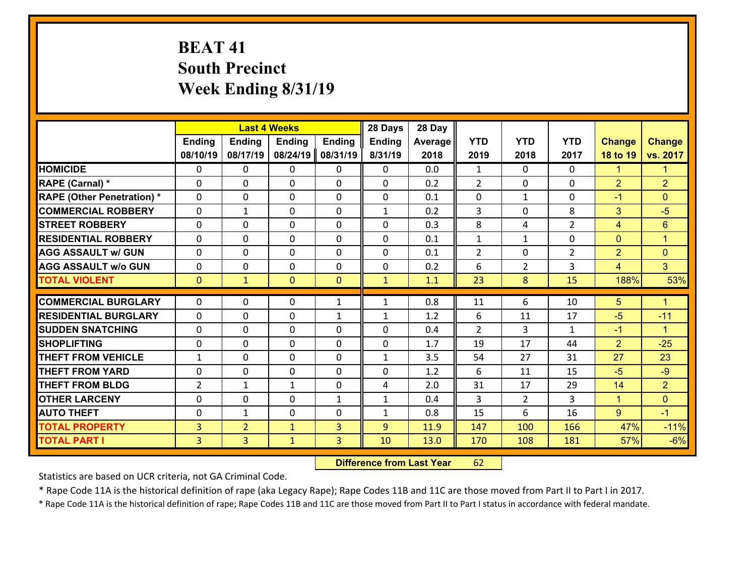# BEAT 41
## South Precinct
## Week Ending 8/31/19

| | Last 4 Weeks | | | | 28 Days | 28 Day | | | | | |
|---|---|---|---|---|---|---|---|---|---|---|---|
| | Ending 08/10/19 | Ending 08/17/19 | Ending 08/24/19 | Ending 08/31/19 | Ending 8/31/19 | Average 2018 | YTD 2019 | YTD 2018 | YTD 2017 | Change 18 to 19 | Change vs. 2017 |
| HOMICIDE | 0 | 0 | 0 | 0 | 0 | 0.0 | 1 | 0 | 0 | 1 | 1 |
| RAPE (Carnal) * | 0 | 0 | 0 | 0 | 0 | 0.2 | 2 | 0 | 0 | 2 | 2 |
| RAPE (Other Penetration) * | 0 | 0 | 0 | 0 | 0 | 0.1 | 0 | 1 | 0 | -1 | 0 |
| COMMERCIAL ROBBERY | 0 | 1 | 0 | 0 | 1 | 0.2 | 3 | 0 | 8 | 3 | -5 |
| STREET ROBBERY | 0 | 0 | 0 | 0 | 0 | 0.3 | 8 | 4 | 2 | 4 | 6 |
| RESIDENTIAL ROBBERY | 0 | 0 | 0 | 0 | 0 | 0.1 | 1 | 1 | 0 | 0 | 1 |
| AGG ASSAULT w/ GUN | 0 | 0 | 0 | 0 | 0 | 0.1 | 2 | 0 | 2 | 2 | 0 |
| AGG ASSAULT w/o GUN | 0 | 0 | 0 | 0 | 0 | 0.2 | 6 | 2 | 3 | 4 | 3 |
| TOTAL VIOLENT | 0 | 1 | 0 | 0 | 1 | 1.1 | 23 | 8 | 15 | 188% | 53% |
| COMMERCIAL BURGLARY | 0 | 0 | 0 | 1 | 1 | 0.8 | 11 | 6 | 10 | 5 | 1 |
| RESIDENTIAL BURGLARY | 0 | 0 | 0 | 1 | 1 | 1.2 | 6 | 11 | 17 | -5 | -11 |
| SUDDEN SNATCHING | 0 | 0 | 0 | 0 | 0 | 0.4 | 2 | 3 | 1 | -1 | 1 |
| SHOPLIFTING | 0 | 0 | 0 | 0 | 0 | 1.7 | 19 | 17 | 44 | 2 | -25 |
| THEFT FROM VEHICLE | 1 | 0 | 0 | 0 | 1 | 3.5 | 54 | 27 | 31 | 27 | 23 |
| THEFT FROM YARD | 0 | 0 | 0 | 0 | 0 | 1.2 | 6 | 11 | 15 | -5 | -9 |
| THEFT FROM BLDG | 2 | 1 | 1 | 0 | 4 | 2.0 | 31 | 17 | 29 | 14 | 2 |
| OTHER LARCENY | 0 | 0 | 0 | 1 | 1 | 0.4 | 3 | 2 | 3 | 1 | 0 |
| AUTO THEFT | 0 | 1 | 0 | 0 | 1 | 0.8 | 15 | 6 | 16 | 9 | -1 |
| TOTAL PROPERTY | 3 | 2 | 1 | 3 | 9 | 11.9 | 147 | 100 | 166 | 47% | -11% |
| TOTAL PART I | 3 | 3 | 1 | 3 | 10 | 13.0 | 170 | 108 | 181 | 57% | -6% |

**Difference from Last Year** 62

Statistics are based on UCR criteria, not GA Criminal Code.

* Rape Code 11A is the historical definition of rape (aka Legacy Rape); Rape Codes 11B and 11C are those moved from Part II to Part I in 2017.

* Rape Code 11A is the historical definition of rape; Rape Codes 11B and 11C are those moved from Part II to Part I status in accordance with federal mandate.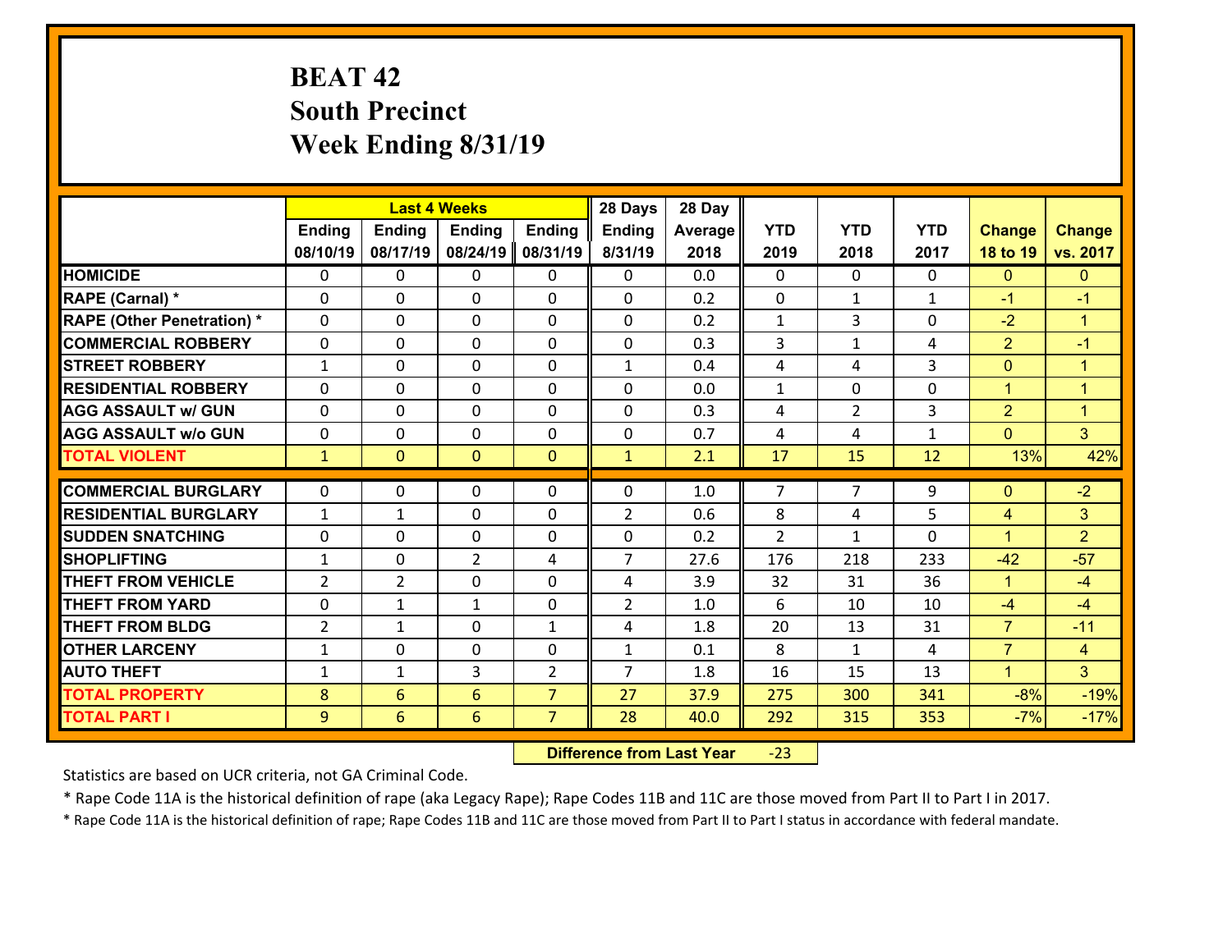# BEAT 42
## South Precinct
## Week Ending 8/31/19

| | Last 4 Weeks | | | | 28 Days | 28 Day | | | | | |
|---|---|---|---|---|---|---|---|---|---|---|---|
| | Ending 08/10/19 | Ending 08/17/19 | Ending 08/24/19 | Ending 08/31/19 | Ending 8/31/19 | Average 2018 | YTD 2019 | YTD 2018 | YTD 2017 | Change 18 to 19 | Change vs. 2017 |
| **HOMICIDE** | 0 | 0 | 0 | 0 | 0 | 0.0 | 0 | 0 | 0 | 0 | 0 |
| **RAPE (Carnal) *** | 0 | 0 | 0 | 0 | 0 | 0.2 | 0 | 1 | 1 | -1 | -1 |
| **RAPE (Other Penetration) *** | 0 | 0 | 0 | 0 | 0 | 0.2 | 1 | 3 | 0 | -2 | 1 |
| **COMMERCIAL ROBBERY** | 0 | 0 | 0 | 0 | 0 | 0.3 | 3 | 1 | 4 | 2 | -1 |
| **STREET ROBBERY** | 1 | 0 | 0 | 0 | 1 | 0.4 | 4 | 4 | 3 | 0 | 1 |
| **RESIDENTIAL ROBBERY** | 0 | 0 | 0 | 0 | 0 | 0.0 | 1 | 0 | 0 | 1 | 1 |
| **AGG ASSAULT w/ GUN** | 0 | 0 | 0 | 0 | 0 | 0.3 | 4 | 2 | 3 | 2 | 1 |
| **AGG ASSAULT w/o GUN** | 0 | 0 | 0 | 0 | 0 | 0.7 | 4 | 4 | 1 | 0 | 3 |
| **TOTAL VIOLENT** | 1 | 0 | 0 | 0 | 1 | 2.1 | 17 | 15 | 12 | 13% | 42% |
| **COMMERCIAL BURGLARY** | 0 | 0 | 0 | 0 | 0 | 1.0 | 7 | 7 | 9 | 0 | -2 |
| **RESIDENTIAL BURGLARY** | 1 | 1 | 0 | 0 | 2 | 0.6 | 8 | 4 | 5 | 4 | 3 |
| **SUDDEN SNATCHING** | 0 | 0 | 0 | 0 | 0 | 0.2 | 2 | 1 | 0 | 1 | 2 |
| **SHOPLIFTING** | 1 | 0 | 2 | 4 | 7 | 27.6 | 176 | 218 | 233 | -42 | -57 |
| **THEFT FROM VEHICLE** | 2 | 2 | 0 | 0 | 4 | 3.9 | 32 | 31 | 36 | 1 | -4 |
| **THEFT FROM YARD** | 0 | 1 | 1 | 0 | 2 | 1.0 | 6 | 10 | 10 | -4 | -4 |
| **THEFT FROM BLDG** | 2 | 1 | 0 | 1 | 4 | 1.8 | 20 | 13 | 31 | 7 | -11 |
| **OTHER LARCENY** | 1 | 0 | 0 | 0 | 1 | 0.1 | 8 | 1 | 4 | 7 | 4 |
| **AUTO THEFT** | 1 | 1 | 3 | 2 | 7 | 1.8 | 16 | 15 | 13 | 1 | 3 |
| **TOTAL PROPERTY** | 8 | 6 | 6 | 7 | 27 | 37.9 | 275 | 300 | 341 | -8% | -19% |
| **TOTAL PART I** | 9 | 6 | 6 | 7 | 28 | 40.0 | 292 | 315 | 353 | -7% | -17% |

**Difference from Last Year** -23

Statistics are based on UCR criteria, not GA Criminal Code.

* Rape Code 11A is the historical definition of rape (aka Legacy Rape); Rape Codes 11B and 11C are those moved from Part II to Part I in 2017.

* Rape Code 11A is the historical definition of rape; Rape Codes 11B and 11C are those moved from Part II to Part I status in accordance with federal mandate.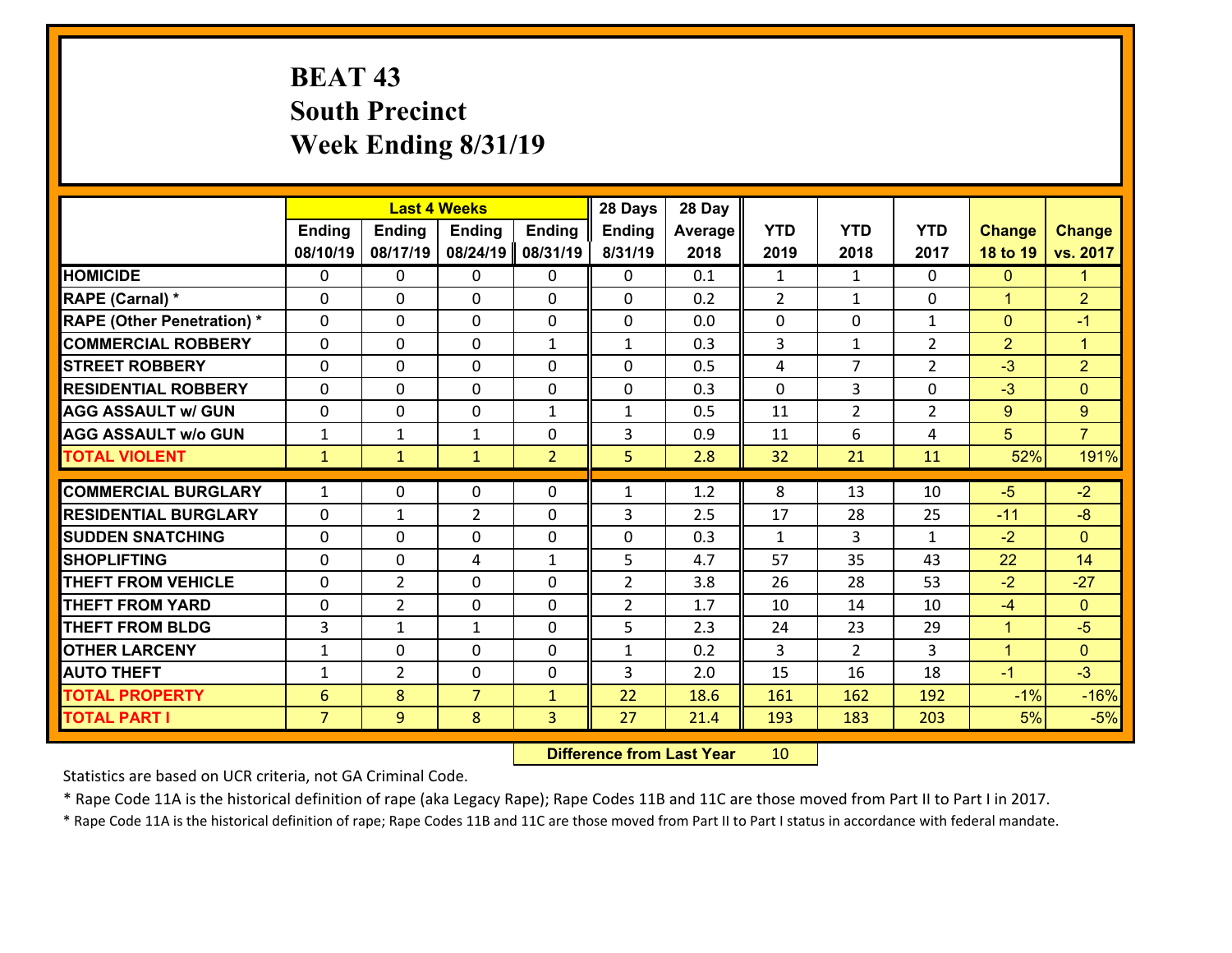# BEAT 43
## South Precinct
## Week Ending 8/31/19

| | Last 4 Weeks | | | | 28 Days | 28 Day | | | | | |
|---|---|---|---|---|---|---|---|---|---|---|---|
| | Ending 08/10/19 | Ending 08/17/19 | Ending 08/24/19 | Ending 08/31/19 | Ending 8/31/19 | Average 2018 | YTD 2019 | YTD 2018 | YTD 2017 | Change 18 to 19 | Change vs. 2017 |
| **HOMICIDE** | 0 | 0 | 0 | 0 | 0 | 0.1 | 1 | 1 | 0 | 0 | 1 |
| **RAPE (Carnal) *** | 0 | 0 | 0 | 0 | 0 | 0.2 | 2 | 1 | 0 | 1 | 2 |
| **RAPE (Other Penetration) *** | 0 | 0 | 0 | 0 | 0 | 0.0 | 0 | 0 | 1 | 0 | -1 |
| **COMMERCIAL ROBBERY** | 0 | 0 | 0 | 1 | 1 | 0.3 | 3 | 1 | 2 | 2 | 1 |
| **STREET ROBBERY** | 0 | 0 | 0 | 0 | 0 | 0.5 | 4 | 7 | 2 | -3 | 2 |
| **RESIDENTIAL ROBBERY** | 0 | 0 | 0 | 0 | 0 | 0.3 | 0 | 3 | 0 | -3 | 0 |
| **AGG ASSAULT w/ GUN** | 0 | 0 | 0 | 1 | 1 | 0.5 | 11 | 2 | 2 | 9 | 9 |
| **AGG ASSAULT w/o GUN** | 1 | 1 | 1 | 0 | 3 | 0.9 | 11 | 6 | 4 | 5 | 7 |
| **TOTAL VIOLENT** | 1 | 1 | 1 | 2 | 5 | 2.8 | 32 | 21 | 11 | 52% | 191% |
| **COMMERCIAL BURGLARY** | 1 | 0 | 0 | 0 | 1 | 1.2 | 8 | 13 | 10 | -5 | -2 |
| **RESIDENTIAL BURGLARY** | 0 | 1 | 2 | 0 | 3 | 2.5 | 17 | 28 | 25 | -11 | -8 |
| **SUDDEN SNATCHING** | 0 | 0 | 0 | 0 | 0 | 0.3 | 1 | 3 | 1 | -2 | 0 |
| **SHOPLIFTING** | 0 | 0 | 4 | 1 | 5 | 4.7 | 57 | 35 | 43 | 22 | 14 |
| **THEFT FROM VEHICLE** | 0 | 2 | 0 | 0 | 2 | 3.8 | 26 | 28 | 53 | -2 | -27 |
| **THEFT FROM YARD** | 0 | 2 | 0 | 0 | 2 | 1.7 | 10 | 14 | 10 | -4 | 0 |
| **THEFT FROM BLDG** | 3 | 1 | 1 | 0 | 5 | 2.3 | 24 | 23 | 29 | 1 | -5 |
| **OTHER LARCENY** | 1 | 0 | 0 | 0 | 1 | 0.2 | 3 | 2 | 3 | 1 | 0 |
| **AUTO THEFT** | 1 | 2 | 0 | 0 | 3 | 2.0 | 15 | 16 | 18 | -1 | -3 |
| **TOTAL PROPERTY** | 6 | 8 | 7 | 1 | 22 | 18.6 | 161 | 162 | 192 | -1% | -16% |
| **TOTAL PART I** | 7 | 9 | 8 | 3 | 27 | 21.4 | 193 | 183 | 203 | 5% | -5% |

**Difference from Last Year** 10

Statistics are based on UCR criteria, not GA Criminal Code.

* Rape Code 11A is the historical definition of rape (aka Legacy Rape); Rape Codes 11B and 11C are those moved from Part II to Part I in 2017.

* Rape Code 11A is the historical definition of rape; Rape Codes 11B and 11C are those moved from Part II to Part I status in accordance with federal mandate.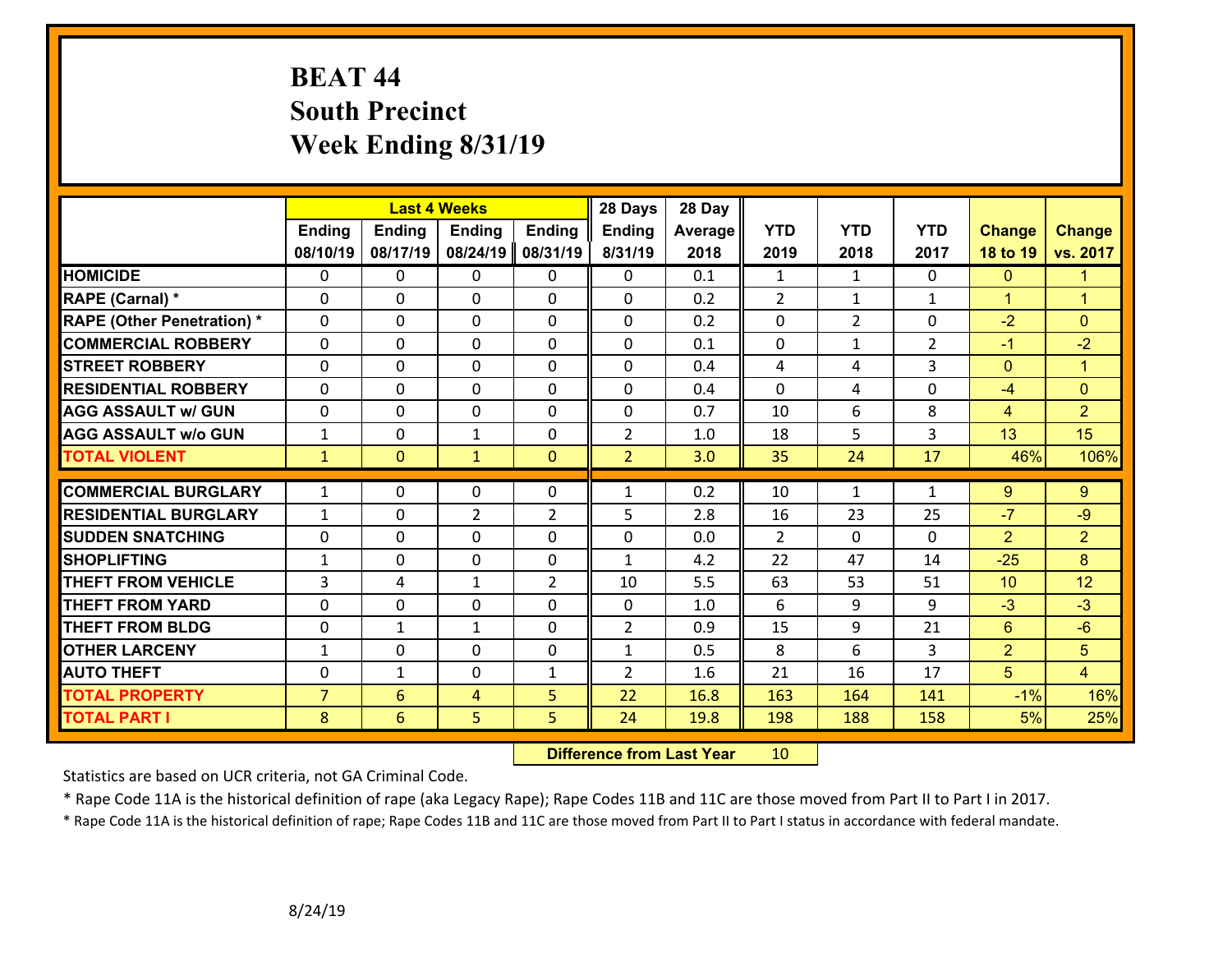# BEAT 44
## South Precinct
## Week Ending 8/31/19

| | Last 4 Weeks | | | | 28 Days | 28 Day | | | | | |
|---|---|---|---|---|---|---|---|---|---|---|---|
| | Ending 08/10/19 | Ending 08/17/19 | Ending 08/24/19 | Ending 08/31/19 | Ending 8/31/19 | Average 2018 | YTD 2019 | YTD 2018 | YTD 2017 | Change 18 to 19 | Change vs. 2017 |
| HOMICIDE | 0 | 0 | 0 | 0 | 0 | 0.1 | 1 | 1 | 0 | 0 | 1 |
| RAPE (Carnal) * | 0 | 0 | 0 | 0 | 0 | 0.2 | 2 | 1 | 1 | 1 | 1 |
| RAPE (Other Penetration) * | 0 | 0 | 0 | 0 | 0 | 0.2 | 0 | 2 | 0 | -2 | 0 |
| COMMERCIAL ROBBERY | 0 | 0 | 0 | 0 | 0 | 0.1 | 0 | 1 | 2 | -1 | -2 |
| STREET ROBBERY | 0 | 0 | 0 | 0 | 0 | 0.4 | 4 | 4 | 3 | 0 | 1 |
| RESIDENTIAL ROBBERY | 0 | 0 | 0 | 0 | 0 | 0.4 | 0 | 4 | 0 | -4 | 0 |
| AGG ASSAULT w/ GUN | 0 | 0 | 0 | 0 | 0 | 0.7 | 10 | 6 | 8 | 4 | 2 |
| AGG ASSAULT w/o GUN | 1 | 0 | 1 | 0 | 2 | 1.0 | 18 | 5 | 3 | 13 | 15 |
| TOTAL VIOLENT | 1 | 0 | 1 | 0 | 2 | 3.0 | 35 | 24 | 17 | 46% | 106% |
| COMMERCIAL BURGLARY | 1 | 0 | 0 | 0 | 1 | 0.2 | 10 | 1 | 1 | 9 | 9 |
| RESIDENTIAL BURGLARY | 1 | 0 | 2 | 2 | 5 | 2.8 | 16 | 23 | 25 | -7 | -9 |
| SUDDEN SNATCHING | 0 | 0 | 0 | 0 | 0 | 0.0 | 2 | 0 | 0 | 2 | 2 |
| SHOPLIFTING | 1 | 0 | 0 | 0 | 1 | 4.2 | 22 | 47 | 14 | -25 | 8 |
| THEFT FROM VEHICLE | 3 | 4 | 1 | 2 | 10 | 5.5 | 63 | 53 | 51 | 10 | 12 |
| THEFT FROM YARD | 0 | 0 | 0 | 0 | 0 | 1.0 | 6 | 9 | 9 | -3 | -3 |
| THEFT FROM BLDG | 0 | 1 | 1 | 0 | 2 | 0.9 | 15 | 9 | 21 | 6 | -6 |
| OTHER LARCENY | 1 | 0 | 0 | 0 | 1 | 0.5 | 8 | 6 | 3 | 2 | 5 |
| AUTO THEFT | 0 | 1 | 0 | 1 | 2 | 1.6 | 21 | 16 | 17 | 5 | 4 |
| TOTAL PROPERTY | 7 | 6 | 4 | 5 | 22 | 16.8 | 163 | 164 | 141 | -1% | 16% |
| TOTAL PART I | 8 | 6 | 5 | 5 | 24 | 19.8 | 198 | 188 | 158 | 5% | 25% |

**Difference from Last Year** 10

Statistics are based on UCR criteria, not GA Criminal Code.

* Rape Code 11A is the historical definition of rape (aka Legacy Rape); Rape Codes 11B and 11C are those moved from Part II to Part I in 2017.

* Rape Code 11A is the historical definition of rape; Rape Codes 11B and 11C are those moved from Part II to Part I status in accordance with federal mandate.

8/24/19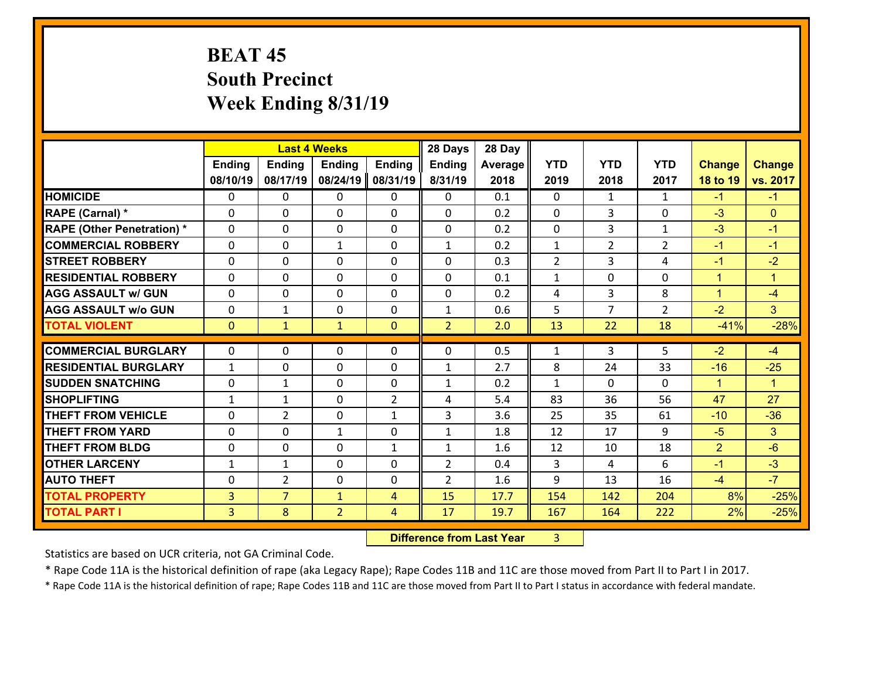# BEAT 45
## South Precinct
## Week Ending 8/31/19

| | Last 4 Weeks | | | | 28 Days | 28 Day | | | | | |
|---|---|---|---|---|---|---|---|---|---|---|---|
| | Ending 08/10/19 | Ending 08/17/19 | Ending 08/24/19 | Ending 08/31/19 | Ending 8/31/19 | Average 2018 | YTD 2019 | YTD 2018 | YTD 2017 | Change 18 to 19 | Change vs. 2017 |
| HOMICIDE | 0 | 0 | 0 | 0 | 0 | 0.1 | 0 | 1 | 1 | -1 | -1 |
| RAPE (Carnal) * | 0 | 0 | 0 | 0 | 0 | 0.2 | 0 | 3 | 0 | -3 | 0 |
| RAPE (Other Penetration) * | 0 | 0 | 0 | 0 | 0 | 0.2 | 0 | 3 | 1 | -3 | -1 |
| COMMERCIAL ROBBERY | 0 | 0 | 1 | 0 | 1 | 0.2 | 1 | 2 | 2 | -1 | -1 |
| STREET ROBBERY | 0 | 0 | 0 | 0 | 0 | 0.3 | 2 | 3 | 4 | -1 | -2 |
| RESIDENTIAL ROBBERY | 0 | 0 | 0 | 0 | 0 | 0.1 | 1 | 0 | 0 | 1 | 1 |
| AGG ASSAULT w/ GUN | 0 | 0 | 0 | 0 | 0 | 0.2 | 4 | 3 | 8 | 1 | -4 |
| AGG ASSAULT w/o GUN | 0 | 1 | 0 | 0 | 1 | 0.6 | 5 | 7 | 2 | -2 | 3 |
| TOTAL VIOLENT | 0 | 1 | 1 | 0 | 2 | 2.0 | 13 | 22 | 18 | -41% | -28% |
| COMMERCIAL BURGLARY | 0 | 0 | 0 | 0 | 0 | 0.5 | 1 | 3 | 5 | -2 | -4 |
| RESIDENTIAL BURGLARY | 1 | 0 | 0 | 0 | 1 | 2.7 | 8 | 24 | 33 | -16 | -25 |
| SUDDEN SNATCHING | 0 | 1 | 0 | 0 | 1 | 0.2 | 1 | 0 | 0 | 1 | 1 |
| SHOPLIFTING | 1 | 1 | 0 | 2 | 4 | 5.4 | 83 | 36 | 56 | 47 | 27 |
| THEFT FROM VEHICLE | 0 | 2 | 0 | 1 | 3 | 3.6 | 25 | 35 | 61 | -10 | -36 |
| THEFT FROM YARD | 0 | 0 | 1 | 0 | 1 | 1.8 | 12 | 17 | 9 | -5 | 3 |
| THEFT FROM BLDG | 0 | 0 | 0 | 1 | 1 | 1.6 | 12 | 10 | 18 | 2 | -6 |
| OTHER LARCENY | 1 | 1 | 0 | 0 | 2 | 0.4 | 3 | 4 | 6 | -1 | -3 |
| AUTO THEFT | 0 | 2 | 0 | 0 | 2 | 1.6 | 9 | 13 | 16 | -4 | -7 |
| TOTAL PROPERTY | 3 | 7 | 1 | 4 | 15 | 17.7 | 154 | 142 | 204 | 8% | -25% |
| TOTAL PART I | 3 | 8 | 2 | 4 | 17 | 19.7 | 167 | 164 | 222 | 2% | -25% |

**Difference from Last Year** 3

Statistics are based on UCR criteria, not GA Criminal Code.

* Rape Code 11A is the historical definition of rape (aka Legacy Rape); Rape Codes 11B and 11C are those moved from Part II to Part I in 2017.

* Rape Code 11A is the historical definition of rape; Rape Codes 11B and 11C are those moved from Part II to Part I status in accordance with federal mandate.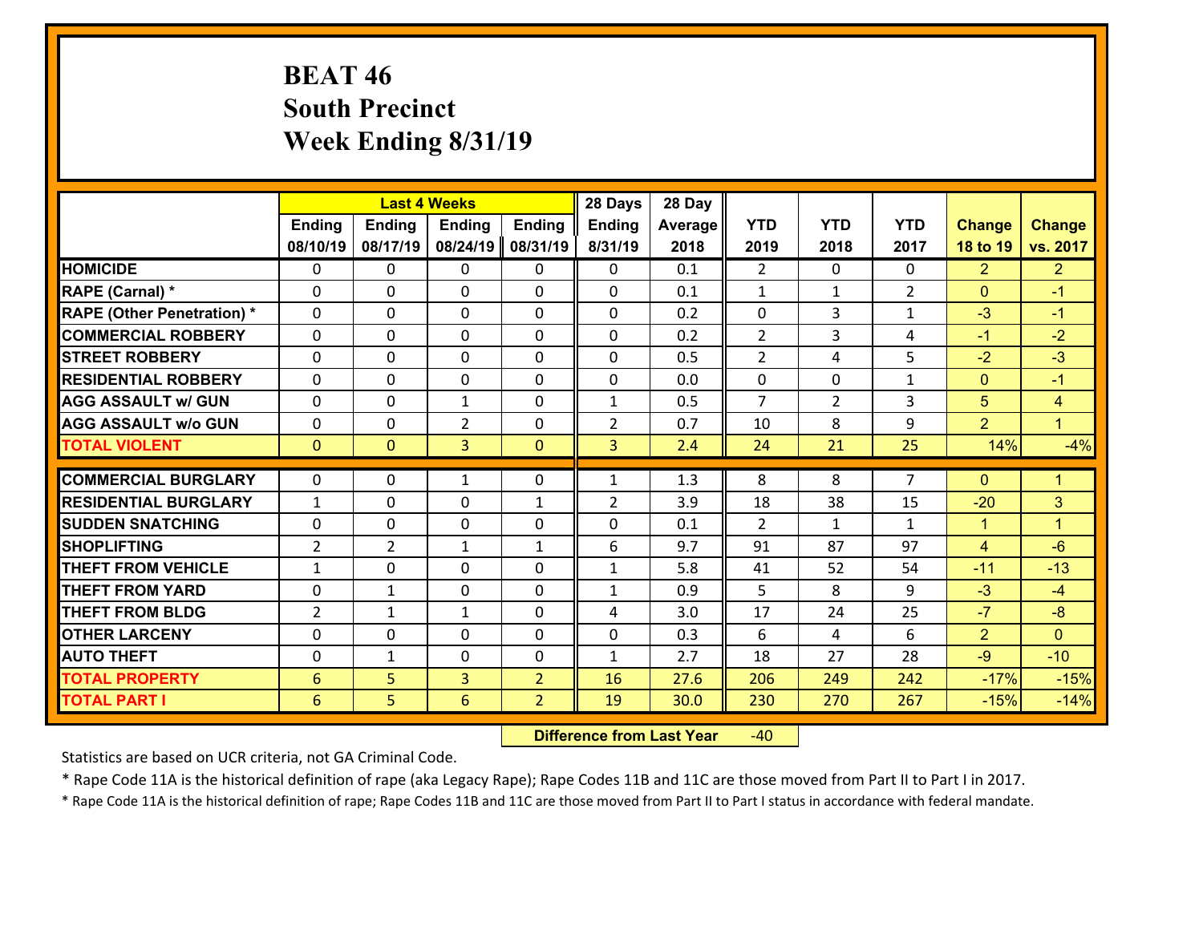# BEAT 46
## South Precinct
## Week Ending 8/31/19

| | Last 4 Weeks | | | | 28 Days | 28 Day | | | | | |
|---|---|---|---|---|---|---|---|---|---|---|---|
| | Ending 08/10/19 | Ending 08/17/19 | Ending 08/24/19 | Ending 08/31/19 | Ending 8/31/19 | Average 2018 | YTD 2019 | YTD 2018 | YTD 2017 | Change 18 to 19 | Change vs. 2017 |
| HOMICIDE | 0 | 0 | 0 | 0 | 0 | 0.1 | 2 | 0 | 0 | 2 | 2 |
| RAPE (Carnal) * | 0 | 0 | 0 | 0 | 0 | 0.1 | 1 | 1 | 2 | 0 | -1 |
| RAPE (Other Penetration) * | 0 | 0 | 0 | 0 | 0 | 0.2 | 0 | 3 | 1 | -3 | -1 |
| COMMERCIAL ROBBERY | 0 | 0 | 0 | 0 | 0 | 0.2 | 2 | 3 | 4 | -1 | -2 |
| STREET ROBBERY | 0 | 0 | 0 | 0 | 0 | 0.5 | 2 | 4 | 5 | -2 | -3 |
| RESIDENTIAL ROBBERY | 0 | 0 | 0 | 0 | 0 | 0.0 | 0 | 0 | 1 | 0 | -1 |
| AGG ASSAULT w/ GUN | 0 | 0 | 1 | 0 | 1 | 0.5 | 7 | 2 | 3 | 5 | 4 |
| AGG ASSAULT w/o GUN | 0 | 0 | 2 | 0 | 2 | 0.7 | 10 | 8 | 9 | 2 | 1 |
| TOTAL VIOLENT | 0 | 0 | 3 | 0 | 3 | 2.4 | 24 | 21 | 25 | 14% | -4% |
| COMMERCIAL BURGLARY | 0 | 0 | 1 | 0 | 1 | 1.3 | 8 | 8 | 7 | 0 | 1 |
| RESIDENTIAL BURGLARY | 1 | 0 | 0 | 1 | 2 | 3.9 | 18 | 38 | 15 | -20 | 3 |
| SUDDEN SNATCHING | 0 | 0 | 0 | 0 | 0 | 0.1 | 2 | 1 | 1 | 1 | 1 |
| SHOPLIFTING | 2 | 2 | 1 | 1 | 6 | 9.7 | 91 | 87 | 97 | 4 | -6 |
| THEFT FROM VEHICLE | 1 | 0 | 0 | 0 | 1 | 5.8 | 41 | 52 | 54 | -11 | -13 |
| THEFT FROM YARD | 0 | 1 | 0 | 0 | 1 | 0.9 | 5 | 8 | 9 | -3 | -4 |
| THEFT FROM BLDG | 2 | 1 | 1 | 0 | 4 | 3.0 | 17 | 24 | 25 | -7 | -8 |
| OTHER LARCENY | 0 | 0 | 0 | 0 | 0 | 0.3 | 6 | 4 | 6 | 2 | 0 |
| AUTO THEFT | 0 | 1 | 0 | 0 | 1 | 2.7 | 18 | 27 | 28 | -9 | -10 |
| TOTAL PROPERTY | 6 | 5 | 3 | 2 | 16 | 27.6 | 206 | 249 | 242 | -17% | -15% |
| TOTAL PART I | 6 | 5 | 6 | 2 | 19 | 30.0 | 230 | 270 | 267 | -15% | -14% |

**Difference from Last Year** -40

Statistics are based on UCR criteria, not GA Criminal Code.

* Rape Code 11A is the historical definition of rape (aka Legacy Rape); Rape Codes 11B and 11C are those moved from Part II to Part I in 2017.

* Rape Code 11A is the historical definition of rape; Rape Codes 11B and 11C are those moved from Part II to Part I status in accordance with federal mandate.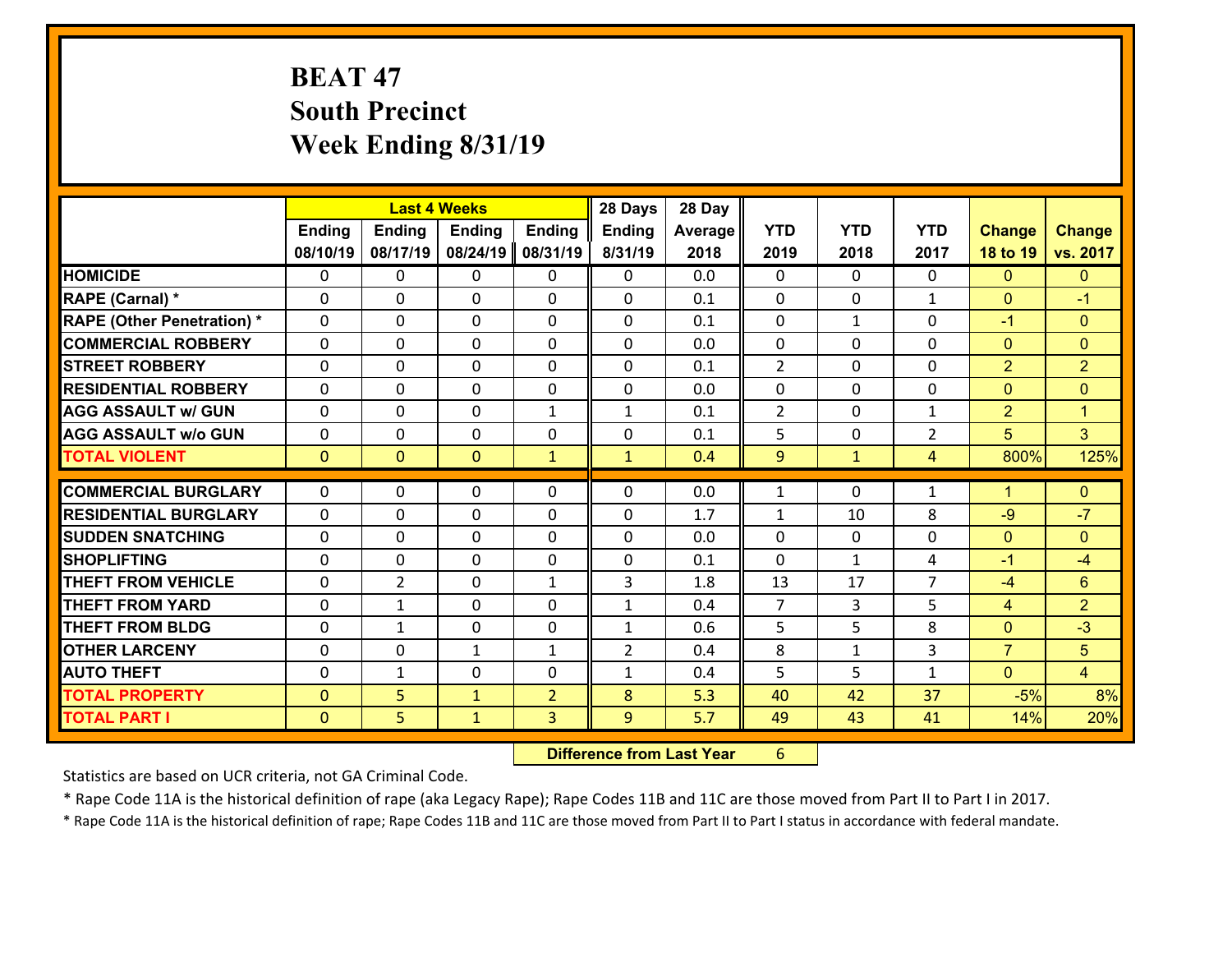# BEAT 47
## South Precinct
## Week Ending 8/31/19

| | Last 4 Weeks | | | | 28 Days | 28 Day | | | | | |
|---|---|---|---|---|---|---|---|---|---|---|---|
| | Ending 08/10/19 | Ending 08/17/19 | Ending 08/24/19 | Ending 08/31/19 | Ending 8/31/19 | Average 2018 | YTD 2019 | YTD 2018 | YTD 2017 | Change 18 to 19 | Change vs. 2017 |
| HOMICIDE | 0 | 0 | 0 | 0 | 0 | 0.0 | 0 | 0 | 0 | 0 | 0 |
| RAPE (Carnal) * | 0 | 0 | 0 | 0 | 0 | 0.1 | 0 | 0 | 1 | 0 | -1 |
| RAPE (Other Penetration) * | 0 | 0 | 0 | 0 | 0 | 0.1 | 0 | 1 | 0 | -1 | 0 |
| COMMERCIAL ROBBERY | 0 | 0 | 0 | 0 | 0 | 0.0 | 0 | 0 | 0 | 0 | 0 |
| STREET ROBBERY | 0 | 0 | 0 | 0 | 0 | 0.1 | 2 | 0 | 0 | 2 | 2 |
| RESIDENTIAL ROBBERY | 0 | 0 | 0 | 0 | 0 | 0.0 | 0 | 0 | 0 | 0 | 0 |
| AGG ASSAULT w/ GUN | 0 | 0 | 0 | 1 | 1 | 0.1 | 2 | 0 | 1 | 2 | 1 |
| AGG ASSAULT w/o GUN | 0 | 0 | 0 | 0 | 0 | 0.1 | 5 | 0 | 2 | 5 | 3 |
| TOTAL VIOLENT | 0 | 0 | 0 | 1 | 1 | 0.4 | 9 | 1 | 4 | 800% | 125% |
| COMMERCIAL BURGLARY | 0 | 0 | 0 | 0 | 0 | 0.0 | 1 | 0 | 1 | 1 | 0 |
| RESIDENTIAL BURGLARY | 0 | 0 | 0 | 0 | 0 | 1.7 | 1 | 10 | 8 | -9 | -7 |
| SUDDEN SNATCHING | 0 | 0 | 0 | 0 | 0 | 0.0 | 0 | 0 | 0 | 0 | 0 |
| SHOPLIFTING | 0 | 0 | 0 | 0 | 0 | 0.1 | 0 | 1 | 4 | -1 | -4 |
| THEFT FROM VEHICLE | 0 | 2 | 0 | 1 | 3 | 1.8 | 13 | 17 | 7 | -4 | 6 |
| THEFT FROM YARD | 0 | 1 | 0 | 0 | 1 | 0.4 | 7 | 3 | 5 | 4 | 2 |
| THEFT FROM BLDG | 0 | 1 | 0 | 0 | 1 | 0.6 | 5 | 5 | 8 | 0 | -3 |
| OTHER LARCENY | 0 | 0 | 1 | 1 | 2 | 0.4 | 8 | 1 | 3 | 7 | 5 |
| AUTO THEFT | 0 | 1 | 0 | 0 | 1 | 0.4 | 5 | 5 | 1 | 0 | 4 |
| TOTAL PROPERTY | 0 | 5 | 1 | 2 | 8 | 5.3 | 40 | 42 | 37 | -5% | 8% |
| TOTAL PART I | 0 | 5 | 1 | 3 | 9 | 5.7 | 49 | 43 | 41 | 14% | 20% |

**Difference from Last Year** 6

Statistics are based on UCR criteria, not GA Criminal Code.

* Rape Code 11A is the historical definition of rape (aka Legacy Rape); Rape Codes 11B and 11C are those moved from Part II to Part I in 2017.

* Rape Code 11A is the historical definition of rape; Rape Codes 11B and 11C are those moved from Part II to Part I status in accordance with federal mandate.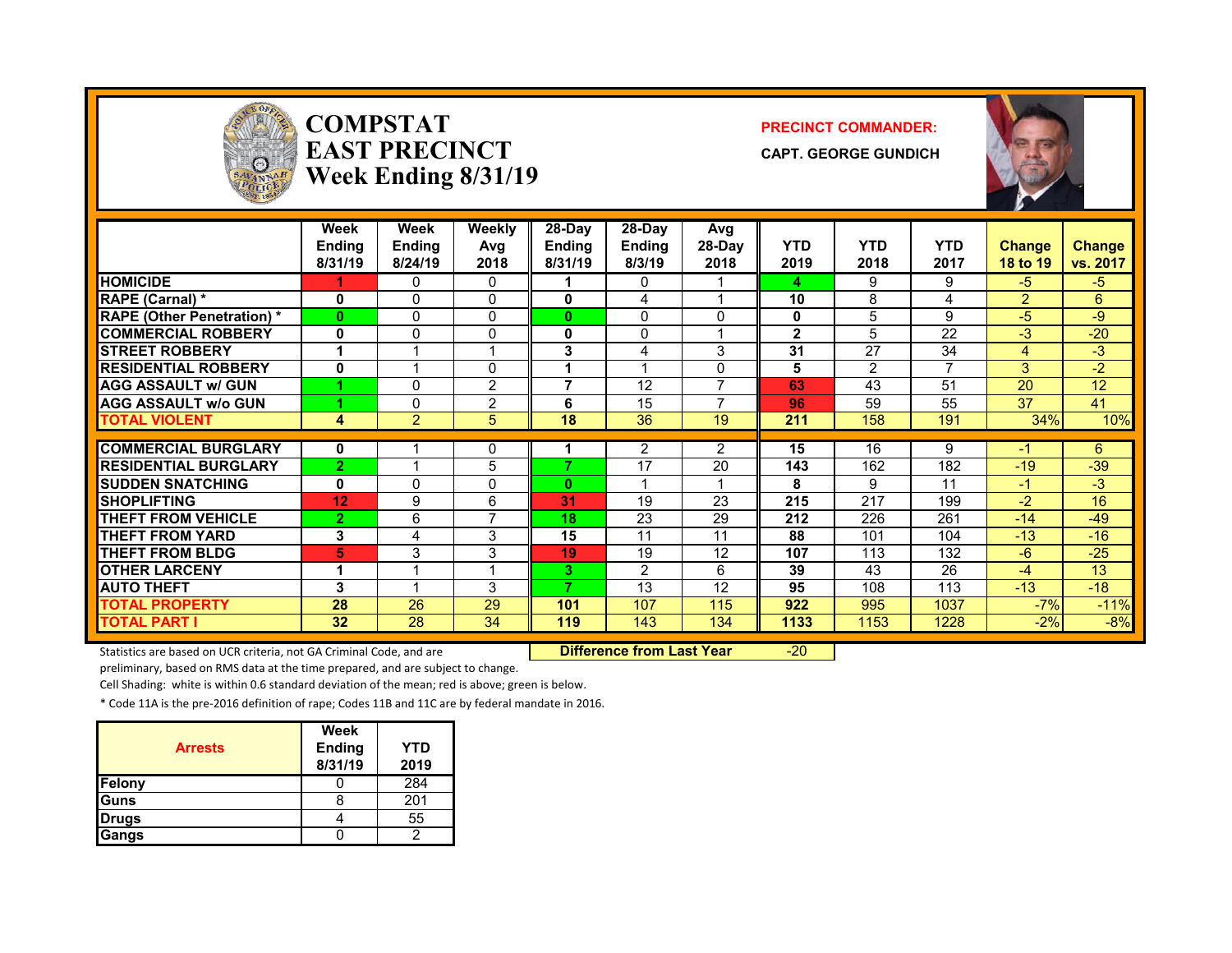# COMPSTAT EAST PRECINCT Week Ending 8/31/19

**PRECINCT COMMANDER:**

**CAPT. GEORGE GUNDICH**

| | Week Ending 8/31/19 | Week Ending 8/24/19 | Weekly Avg 2018 | 28-Day Ending 8/31/19 | 28-Day Ending 8/3/19 | Avg 28-Day 2018 | YTD 2019 | YTD 2018 | YTD 2017 | Change 18 to 19 | Change vs. 2017 |
|---|---|---|---|---|---|---|---|---|---|---|---|
| HOMICIDE | 1 | 0 | 0 | 1 | 0 | 1 | 4 | 9 | 9 | -5 | -5 |
| RAPE (Carnal) * | 0 | 0 | 0 | 0 | 4 | 1 | 10 | 8 | 4 | 2 | 6 |
| RAPE (Other Penetration) * | 0 | 0 | 0 | 0 | 0 | 0 | 0 | 5 | 9 | -5 | -9 |
| COMMERCIAL ROBBERY | 0 | 0 | 0 | 0 | 0 | 1 | 2 | 5 | 22 | -3 | -20 |
| STREET ROBBERY | 1 | 1 | 1 | 3 | 4 | 3 | 31 | 27 | 34 | 4 | -3 |
| RESIDENTIAL ROBBERY | 0 | 1 | 0 | 1 | 1 | 0 | 5 | 2 | 7 | 3 | -2 |
| AGG ASSAULT w/ GUN | 1 | 0 | 2 | 7 | 12 | 7 | 63 | 43 | 51 | 20 | 12 |
| AGG ASSAULT w/o GUN | 1 | 0 | 2 | 6 | 15 | 7 | 96 | 59 | 55 | 37 | 41 |
| TOTAL VIOLENT | 4 | 2 | 5 | 18 | 36 | 19 | 211 | 158 | 191 | 34% | 10% |
| COMMERCIAL BURGLARY | 0 | 1 | 0 | 1 | 2 | 2 | 15 | 16 | 9 | -1 | 6 |
| RESIDENTIAL BURGLARY | 2 | 1 | 5 | 7 | 17 | 20 | 143 | 162 | 182 | -19 | -39 |
| SUDDEN SNATCHING | 0 | 0 | 0 | 0 | 1 | 1 | 8 | 9 | 11 | -1 | -3 |
| SHOPLIFTING | 12 | 9 | 6 | 31 | 19 | 23 | 215 | 217 | 199 | -2 | 16 |
| THEFT FROM VEHICLE | 2 | 6 | 7 | 18 | 23 | 29 | 212 | 226 | 261 | -14 | -49 |
| THEFT FROM YARD | 3 | 4 | 3 | 15 | 11 | 11 | 88 | 101 | 104 | -13 | -16 |
| THEFT FROM BLDG | 5 | 3 | 3 | 19 | 19 | 12 | 107 | 113 | 132 | -6 | -25 |
| OTHER LARCENY | 1 | 1 | 1 | 3 | 2 | 6 | 39 | 43 | 26 | -4 | 13 |
| AUTO THEFT | 3 | 1 | 3 | 7 | 13 | 12 | 95 | 108 | 113 | -13 | -18 |
| TOTAL PROPERTY | 28 | 26 | 29 | 101 | 107 | 115 | 922 | 995 | 1037 | -7% | -11% |
| TOTAL PART I | 32 | 28 | 34 | 119 | 143 | 134 | 1133 | 1153 | 1228 | -2% | -8% |

**Difference from Last Year** -20

Statistics are based on UCR criteria, not GA Criminal Code, and are preliminary, based on RMS data at the time prepared, and are subject to change.

Cell Shading: white is within 0.6 standard deviation of the mean; red is above; green is below.

* Code 11A is the pre-2016 definition of rape; Codes 11B and 11C are by federal mandate in 2016.

| Arrests | Week Ending 8/31/19 | YTD 2019 |
|---|---|---|
| Felony | 0 | 284 |
| Guns | 8 | 201 |
| Drugs | 4 | 55 |
| Gangs | 0 | 2 |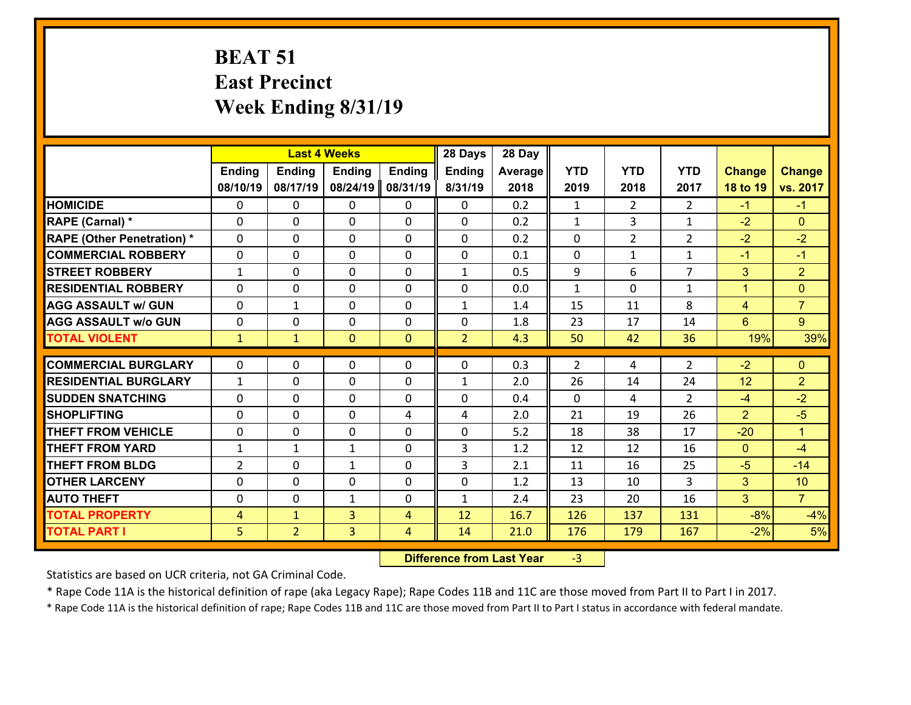# BEAT 51
## East Precinct
## Week Ending 8/31/19

| | Last 4 Weeks | | | | 28 Days | 28 Day | | | | | |
|---|---|---|---|---|---|---|---|---|---|---|---|
| | Ending 08/10/19 | Ending 08/17/19 | Ending 08/24/19 | Ending 08/31/19 | Ending 8/31/19 | Average 2018 | YTD 2019 | YTD 2018 | YTD 2017 | Change 18 to 19 | Change vs. 2017 |
| HOMICIDE | 0 | 0 | 0 | 0 | 0 | 0.2 | 1 | 2 | 2 | -1 | -1 |
| RAPE (Carnal) * | 0 | 0 | 0 | 0 | 0 | 0.2 | 1 | 3 | 1 | -2 | 0 |
| RAPE (Other Penetration) * | 0 | 0 | 0 | 0 | 0 | 0.2 | 0 | 2 | 2 | -2 | -2 |
| COMMERCIAL ROBBERY | 0 | 0 | 0 | 0 | 0 | 0.1 | 0 | 1 | 1 | -1 | -1 |
| STREET ROBBERY | 1 | 0 | 0 | 0 | 1 | 0.5 | 9 | 6 | 7 | 3 | 2 |
| RESIDENTIAL ROBBERY | 0 | 0 | 0 | 0 | 0 | 0.0 | 1 | 0 | 1 | 1 | 0 |
| AGG ASSAULT w/ GUN | 0 | 1 | 0 | 0 | 1 | 1.4 | 15 | 11 | 8 | 4 | 7 |
| AGG ASSAULT w/o GUN | 0 | 0 | 0 | 0 | 0 | 1.8 | 23 | 17 | 14 | 6 | 9 |
| TOTAL VIOLENT | 1 | 1 | 0 | 0 | 2 | 4.3 | 50 | 42 | 36 | 19% | 39% |
| COMMERCIAL BURGLARY | 0 | 0 | 0 | 0 | 0 | 0.3 | 2 | 4 | 2 | -2 | 0 |
| RESIDENTIAL BURGLARY | 1 | 0 | 0 | 0 | 1 | 2.0 | 26 | 14 | 24 | 12 | 2 |
| SUDDEN SNATCHING | 0 | 0 | 0 | 0 | 0 | 0.4 | 0 | 4 | 2 | -4 | -2 |
| SHOPLIFTING | 0 | 0 | 0 | 4 | 4 | 2.0 | 21 | 19 | 26 | 2 | -5 |
| THEFT FROM VEHICLE | 0 | 0 | 0 | 0 | 0 | 5.2 | 18 | 38 | 17 | -20 | 1 |
| THEFT FROM YARD | 1 | 1 | 1 | 0 | 3 | 1.2 | 12 | 12 | 16 | 0 | -4 |
| THEFT FROM BLDG | 2 | 0 | 1 | 0 | 3 | 2.1 | 11 | 16 | 25 | -5 | -14 |
| OTHER LARCENY | 0 | 0 | 0 | 0 | 0 | 1.2 | 13 | 10 | 3 | 3 | 10 |
| AUTO THEFT | 0 | 0 | 1 | 0 | 1 | 2.4 | 23 | 20 | 16 | 3 | 7 |
| TOTAL PROPERTY | 4 | 1 | 3 | 4 | 12 | 16.7 | 126 | 137 | 131 | -8% | -4% |
| TOTAL PART I | 5 | 2 | 3 | 4 | 14 | 21.0 | 176 | 179 | 167 | -2% | 5% |

**Difference from Last Year** -3

Statistics are based on UCR criteria, not GA Criminal Code.

* Rape Code 11A is the historical definition of rape (aka Legacy Rape); Rape Codes 11B and 11C are those moved from Part II to Part I in 2017.

* Rape Code 11A is the historical definition of rape; Rape Codes 11B and 11C are those moved from Part II to Part I status in accordance with federal mandate.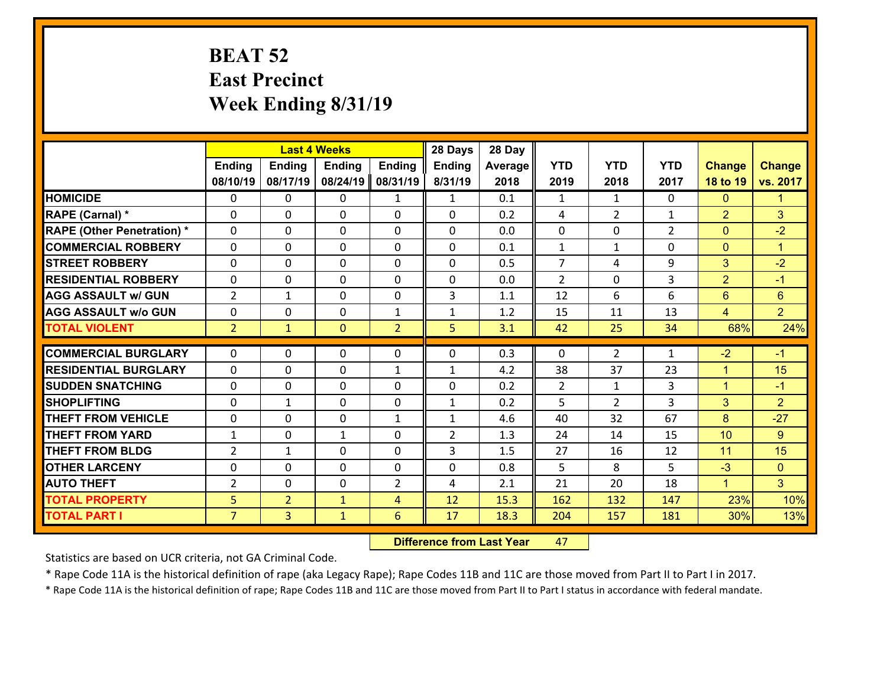# BEAT 52
## East Precinct
## Week Ending 8/31/19

| | Last 4 Weeks | | | | 28 Days | 28 Day | | | | | |
|---|---|---|---|---|---|---|---|---|---|---|---|
| | Ending 08/10/19 | Ending 08/17/19 | Ending 08/24/19 | Ending 08/31/19 | Ending 8/31/19 | Average 2018 | YTD 2019 | YTD 2018 | YTD 2017 | Change 18 to 19 | Change vs. 2017 |
| **HOMICIDE** | 0 | 0 | 0 | 1 | 1 | 0.1 | 1 | 1 | 0 | 0 | 1 |
| **RAPE (Carnal) *** | 0 | 0 | 0 | 0 | 0 | 0.2 | 4 | 2 | 1 | 2 | 3 |
| **RAPE (Other Penetration) *** | 0 | 0 | 0 | 0 | 0 | 0.0 | 0 | 0 | 2 | 0 | -2 |
| **COMMERCIAL ROBBERY** | 0 | 0 | 0 | 0 | 0 | 0.1 | 1 | 1 | 0 | 0 | 1 |
| **STREET ROBBERY** | 0 | 0 | 0 | 0 | 0 | 0.5 | 7 | 4 | 9 | 3 | -2 |
| **RESIDENTIAL ROBBERY** | 0 | 0 | 0 | 0 | 0 | 0.0 | 2 | 0 | 3 | 2 | -1 |
| **AGG ASSAULT w/ GUN** | 2 | 1 | 0 | 0 | 3 | 1.1 | 12 | 6 | 6 | 6 | 6 |
| **AGG ASSAULT w/o GUN** | 0 | 0 | 0 | 1 | 1 | 1.2 | 15 | 11 | 13 | 4 | 2 |
| **TOTAL VIOLENT** | 2 | 1 | 0 | 2 | 5 | 3.1 | 42 | 25 | 34 | 68% | 24% |
| **COMMERCIAL BURGLARY** | 0 | 0 | 0 | 0 | 0 | 0.3 | 0 | 2 | 1 | -2 | -1 |
| **RESIDENTIAL BURGLARY** | 0 | 0 | 0 | 1 | 1 | 4.2 | 38 | 37 | 23 | 1 | 15 |
| **SUDDEN SNATCHING** | 0 | 0 | 0 | 0 | 0 | 0.2 | 2 | 1 | 3 | 1 | -1 |
| **SHOPLIFTING** | 0 | 1 | 0 | 0 | 1 | 0.2 | 5 | 2 | 3 | 3 | 2 |
| **THEFT FROM VEHICLE** | 0 | 0 | 0 | 1 | 1 | 4.6 | 40 | 32 | 67 | 8 | -27 |
| **THEFT FROM YARD** | 1 | 0 | 1 | 0 | 2 | 1.3 | 24 | 14 | 15 | 10 | 9 |
| **THEFT FROM BLDG** | 2 | 1 | 0 | 0 | 3 | 1.5 | 27 | 16 | 12 | 11 | 15 |
| **OTHER LARCENY** | 0 | 0 | 0 | 0 | 0 | 0.8 | 5 | 8 | 5 | -3 | 0 |
| **AUTO THEFT** | 2 | 0 | 0 | 2 | 4 | 2.1 | 21 | 20 | 18 | 1 | 3 |
| **TOTAL PROPERTY** | 5 | 2 | 1 | 4 | 12 | 15.3 | 162 | 132 | 147 | 23% | 10% |
| **TOTAL PART I** | 7 | 3 | 1 | 6 | 17 | 18.3 | 204 | 157 | 181 | 30% | 13% |

**Difference from Last Year** 47

Statistics are based on UCR criteria, not GA Criminal Code.

* Rape Code 11A is the historical definition of rape (aka Legacy Rape); Rape Codes 11B and 11C are those moved from Part II to Part I in 2017.

* Rape Code 11A is the historical definition of rape; Rape Codes 11B and 11C are those moved from Part II to Part I status in accordance with federal mandate.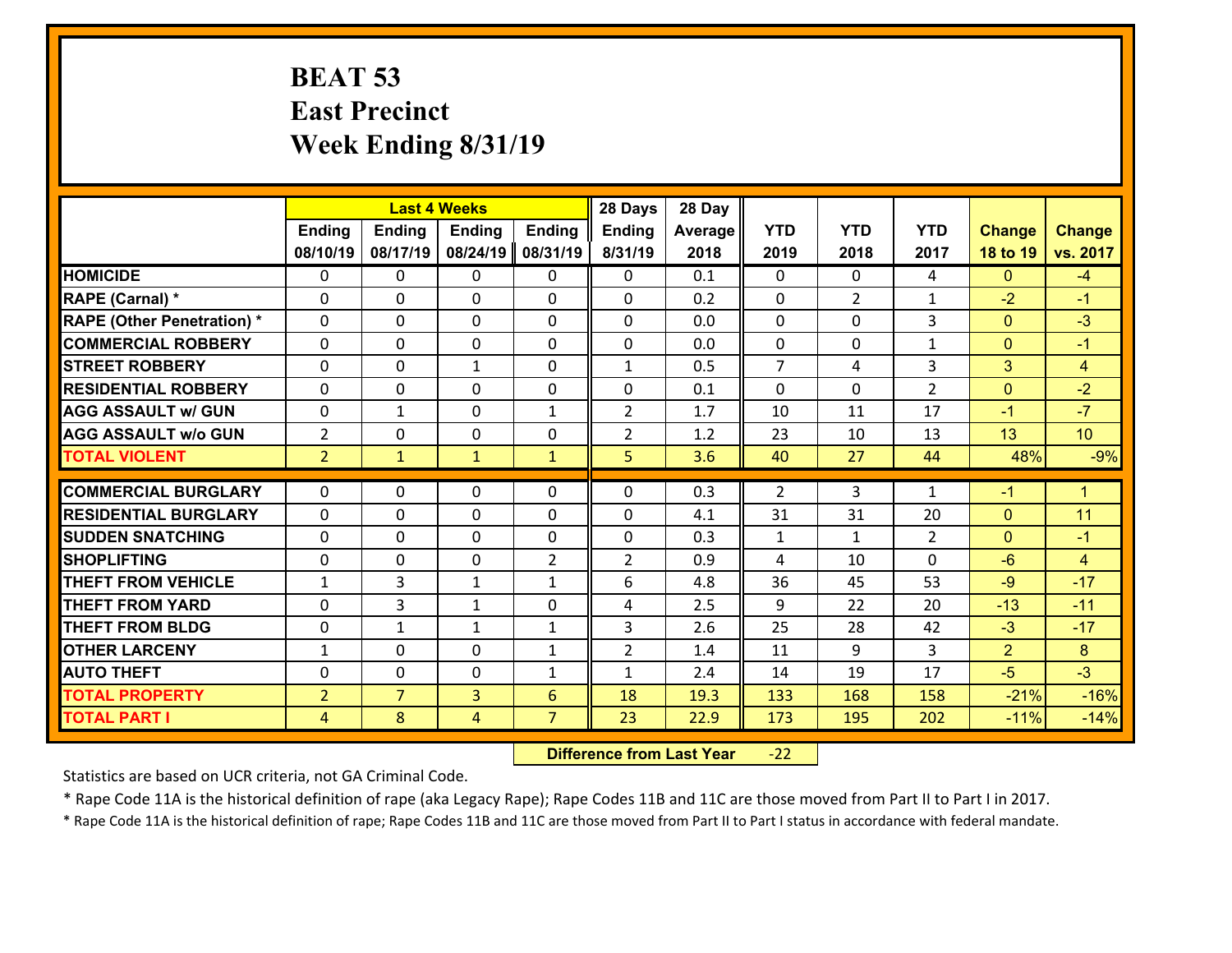# BEAT 53
# East Precinct
# Week Ending 8/31/19

| | Last 4 Weeks | | | | 28 Days | 28 Day | | | | | |
|---|---|---|---|---|---|---|---|---|---|---|---|
| | Ending 08/10/19 | Ending 08/17/19 | Ending 08/24/19 | Ending 08/31/19 | Ending 8/31/19 | Average 2018 | YTD 2019 | YTD 2018 | YTD 2017 | Change 18 to 19 | Change vs. 2017 |
| HOMICIDE | 0 | 0 | 0 | 0 | 0 | 0.1 | 0 | 0 | 4 | 0 | -4 |
| RAPE (Carnal) * | 0 | 0 | 0 | 0 | 0 | 0.2 | 0 | 2 | 1 | -2 | -1 |
| RAPE (Other Penetration) * | 0 | 0 | 0 | 0 | 0 | 0.0 | 0 | 0 | 3 | 0 | -3 |
| COMMERCIAL ROBBERY | 0 | 0 | 0 | 0 | 0 | 0.0 | 0 | 0 | 1 | 0 | -1 |
| STREET ROBBERY | 0 | 0 | 1 | 0 | 1 | 0.5 | 7 | 4 | 3 | 3 | 4 |
| RESIDENTIAL ROBBERY | 0 | 0 | 0 | 0 | 0 | 0.1 | 0 | 0 | 2 | 0 | -2 |
| AGG ASSAULT w/ GUN | 0 | 1 | 0 | 1 | 2 | 1.7 | 10 | 11 | 17 | -1 | -7 |
| AGG ASSAULT w/o GUN | 2 | 0 | 0 | 0 | 2 | 1.2 | 23 | 10 | 13 | 13 | 10 |
| TOTAL VIOLENT | 2 | 1 | 1 | 1 | 5 | 3.6 | 40 | 27 | 44 | 48% | -9% |
| COMMERCIAL BURGLARY | 0 | 0 | 0 | 0 | 0 | 0.3 | 2 | 3 | 1 | -1 | 1 |
| RESIDENTIAL BURGLARY | 0 | 0 | 0 | 0 | 0 | 4.1 | 31 | 31 | 20 | 0 | 11 |
| SUDDEN SNATCHING | 0 | 0 | 0 | 0 | 0 | 0.3 | 1 | 1 | 2 | 0 | -1 |
| SHOPLIFTING | 0 | 0 | 0 | 2 | 2 | 0.9 | 4 | 10 | 0 | -6 | 4 |
| THEFT FROM VEHICLE | 1 | 3 | 1 | 1 | 6 | 4.8 | 36 | 45 | 53 | -9 | -17 |
| THEFT FROM YARD | 0 | 3 | 1 | 0 | 4 | 2.5 | 9 | 22 | 20 | -13 | -11 |
| THEFT FROM BLDG | 0 | 1 | 1 | 1 | 3 | 2.6 | 25 | 28 | 42 | -3 | -17 |
| OTHER LARCENY | 1 | 0 | 0 | 1 | 2 | 1.4 | 11 | 9 | 3 | 2 | 8 |
| AUTO THEFT | 0 | 0 | 0 | 1 | 1 | 2.4 | 14 | 19 | 17 | -5 | -3 |
| TOTAL PROPERTY | 2 | 7 | 3 | 6 | 18 | 19.3 | 133 | 168 | 158 | -21% | -16% |
| TOTAL PART I | 4 | 8 | 4 | 7 | 23 | 22.9 | 173 | 195 | 202 | -11% | -14% |

**Difference from Last Year** -22

Statistics are based on UCR criteria, not GA Criminal Code.

* Rape Code 11A is the historical definition of rape (aka Legacy Rape); Rape Codes 11B and 11C are those moved from Part II to Part I in 2017.

* Rape Code 11A is the historical definition of rape; Rape Codes 11B and 11C are those moved from Part II to Part I status in accordance with federal mandate.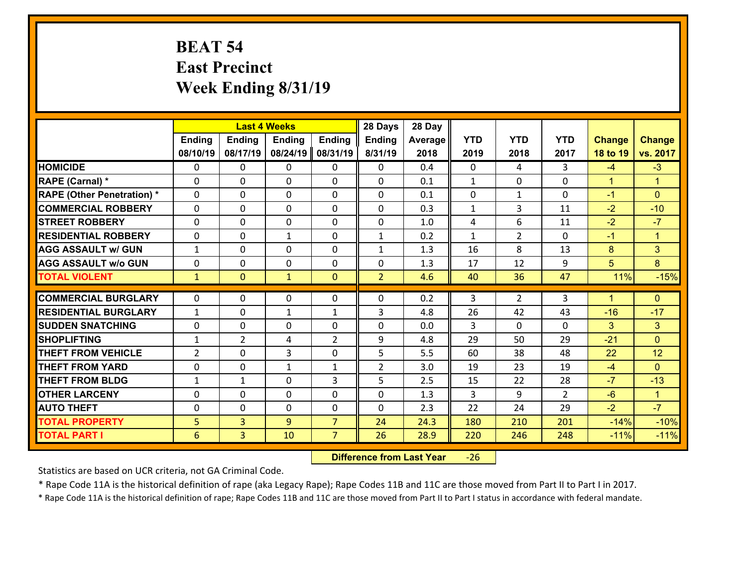# BEAT 54
## East Precinct
## Week Ending 8/31/19

| | Last 4 Weeks | | | | 28 Days | 28 Day | | | | | |
|---|---|---|---|---|---|---|---|---|---|---|---|
| | Ending 08/10/19 | Ending 08/17/19 | Ending 08/24/19 | Ending 08/31/19 | Ending 8/31/19 | Average 2018 | YTD 2019 | YTD 2018 | YTD 2017 | Change 18 to 19 | Change vs. 2017 |
| **HOMICIDE** | 0 | 0 | 0 | 0 | 0 | 0.4 | 0 | 4 | 3 | -4 | -3 |
| **RAPE (Carnal) *** | 0 | 0 | 0 | 0 | 0 | 0.1 | 1 | 0 | 0 | 1 | 1 |
| **RAPE (Other Penetration) *** | 0 | 0 | 0 | 0 | 0 | 0.1 | 0 | 1 | 0 | -1 | 0 |
| **COMMERCIAL ROBBERY** | 0 | 0 | 0 | 0 | 0 | 0.3 | 1 | 3 | 11 | -2 | -10 |
| **STREET ROBBERY** | 0 | 0 | 0 | 0 | 0 | 1.0 | 4 | 6 | 11 | -2 | -7 |
| **RESIDENTIAL ROBBERY** | 0 | 0 | 1 | 0 | 1 | 0.2 | 1 | 2 | 0 | -1 | 1 |
| **AGG ASSAULT w/ GUN** | 1 | 0 | 0 | 0 | 1 | 1.3 | 16 | 8 | 13 | 8 | 3 |
| **AGG ASSAULT w/o GUN** | 0 | 0 | 0 | 0 | 0 | 1.3 | 17 | 12 | 9 | 5 | 8 |
| **TOTAL VIOLENT** | 1 | 0 | 1 | 0 | 2 | 4.6 | 40 | 36 | 47 | 11% | -15% |
| **COMMERCIAL BURGLARY** | 0 | 0 | 0 | 0 | 0 | 0.2 | 3 | 2 | 3 | 1 | 0 |
| **RESIDENTIAL BURGLARY** | 1 | 0 | 1 | 1 | 3 | 4.8 | 26 | 42 | 43 | -16 | -17 |
| **SUDDEN SNATCHING** | 0 | 0 | 0 | 0 | 0 | 0.0 | 3 | 0 | 0 | 3 | 3 |
| **SHOPLIFTING** | 1 | 2 | 4 | 2 | 9 | 4.8 | 29 | 50 | 29 | -21 | 0 |
| **THEFT FROM VEHICLE** | 2 | 0 | 3 | 0 | 5 | 5.5 | 60 | 38 | 48 | 22 | 12 |
| **THEFT FROM YARD** | 0 | 0 | 1 | 1 | 2 | 3.0 | 19 | 23 | 19 | -4 | 0 |
| **THEFT FROM BLDG** | 1 | 1 | 0 | 3 | 5 | 2.5 | 15 | 22 | 28 | -7 | -13 |
| **OTHER LARCENY** | 0 | 0 | 0 | 0 | 0 | 1.3 | 3 | 9 | 2 | -6 | 1 |
| **AUTO THEFT** | 0 | 0 | 0 | 0 | 0 | 2.3 | 22 | 24 | 29 | -2 | -7 |
| **TOTAL PROPERTY** | 5 | 3 | 9 | 7 | 24 | 24.3 | 180 | 210 | 201 | -14% | -10% |
| **TOTAL PART I** | 6 | 3 | 10 | 7 | 26 | 28.9 | 220 | 246 | 248 | -11% | -11% |

**Difference from Last Year** -26

Statistics are based on UCR criteria, not GA Criminal Code.

* Rape Code 11A is the historical definition of rape (aka Legacy Rape); Rape Codes 11B and 11C are those moved from Part II to Part I in 2017.

* Rape Code 11A is the historical definition of rape; Rape Codes 11B and 11C are those moved from Part II to Part I status in accordance with federal mandate.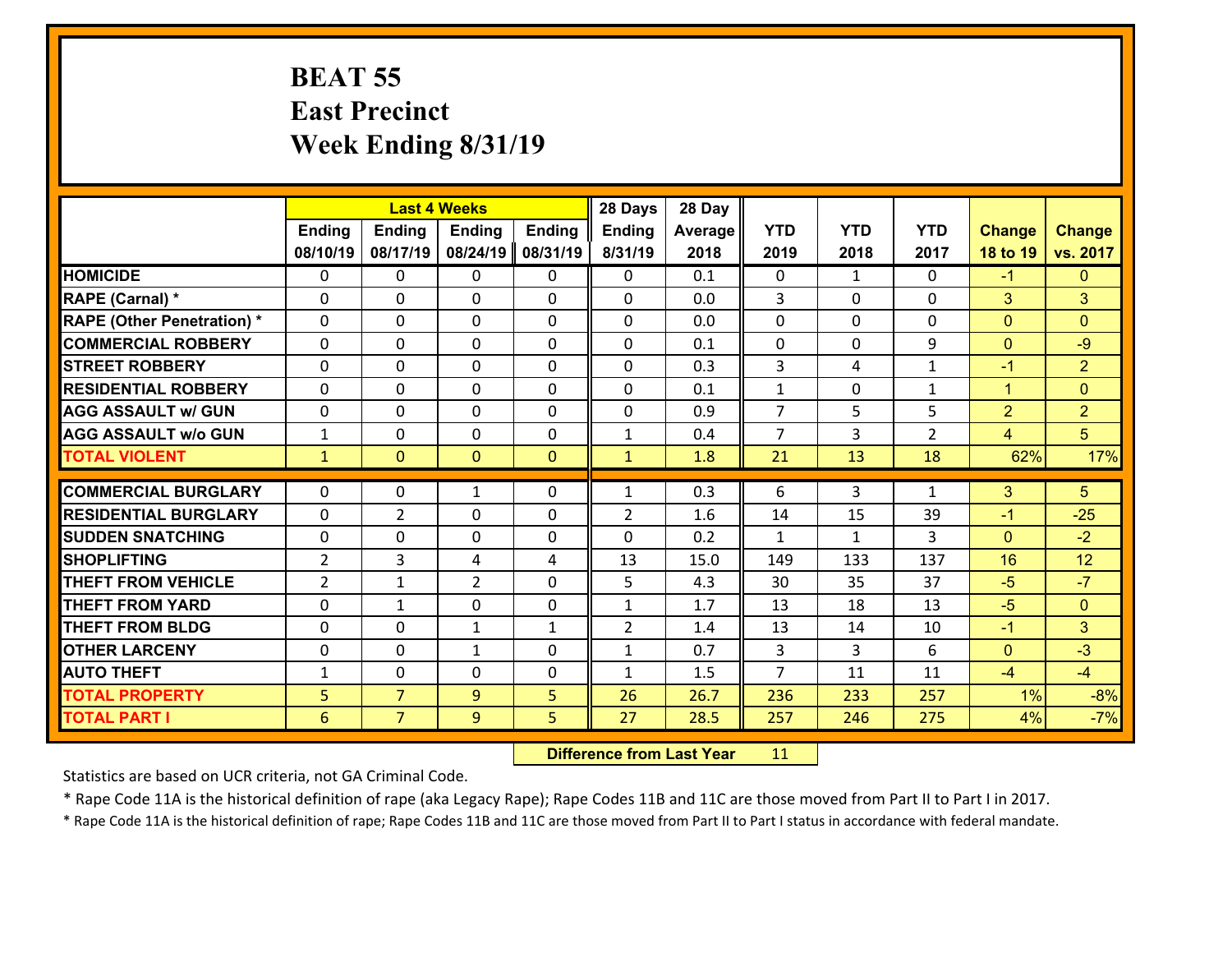# BEAT 55
## East Precinct
## Week Ending 8/31/19

| | Last 4 Weeks | | | | 28 Days | 28 Day | | | | | |
|---|---|---|---|---|---|---|---|---|---|---|---|
| | Ending 08/10/19 | Ending 08/17/19 | Ending 08/24/19 | Ending 08/31/19 | Ending 8/31/19 | Average 2018 | YTD 2019 | YTD 2018 | YTD 2017 | Change 18 to 19 | Change vs. 2017 |
| HOMICIDE | 0 | 0 | 0 | 0 | 0 | 0.1 | 0 | 1 | 0 | -1 | 0 |
| RAPE (Carnal) * | 0 | 0 | 0 | 0 | 0 | 0.0 | 3 | 0 | 0 | 3 | 3 |
| RAPE (Other Penetration) * | 0 | 0 | 0 | 0 | 0 | 0.0 | 0 | 0 | 0 | 0 | 0 |
| COMMERCIAL ROBBERY | 0 | 0 | 0 | 0 | 0 | 0.1 | 0 | 0 | 9 | 0 | -9 |
| STREET ROBBERY | 0 | 0 | 0 | 0 | 0 | 0.3 | 3 | 4 | 1 | -1 | 2 |
| RESIDENTIAL ROBBERY | 0 | 0 | 0 | 0 | 0 | 0.1 | 1 | 0 | 1 | 1 | 0 |
| AGG ASSAULT w/ GUN | 0 | 0 | 0 | 0 | 0 | 0.9 | 7 | 5 | 5 | 2 | 2 |
| AGG ASSAULT w/o GUN | 1 | 0 | 0 | 0 | 1 | 0.4 | 7 | 3 | 2 | 4 | 5 |
| TOTAL VIOLENT | 1 | 0 | 0 | 0 | 1 | 1.8 | 21 | 13 | 18 | 62% | 17% |
| COMMERCIAL BURGLARY | 0 | 0 | 1 | 0 | 1 | 0.3 | 6 | 3 | 1 | 3 | 5 |
| RESIDENTIAL BURGLARY | 0 | 2 | 0 | 0 | 2 | 1.6 | 14 | 15 | 39 | -1 | -25 |
| SUDDEN SNATCHING | 0 | 0 | 0 | 0 | 0 | 0.2 | 1 | 1 | 3 | 0 | -2 |
| SHOPLIFTING | 2 | 3 | 4 | 4 | 13 | 15.0 | 149 | 133 | 137 | 16 | 12 |
| THEFT FROM VEHICLE | 2 | 1 | 2 | 0 | 5 | 4.3 | 30 | 35 | 37 | -5 | -7 |
| THEFT FROM YARD | 0 | 1 | 0 | 0 | 1 | 1.7 | 13 | 18 | 13 | -5 | 0 |
| THEFT FROM BLDG | 0 | 0 | 1 | 1 | 2 | 1.4 | 13 | 14 | 10 | -1 | 3 |
| OTHER LARCENY | 0 | 0 | 1 | 0 | 1 | 0.7 | 3 | 3 | 6 | 0 | -3 |
| AUTO THEFT | 1 | 0 | 0 | 0 | 1 | 1.5 | 7 | 11 | 11 | -4 | -4 |
| TOTAL PROPERTY | 5 | 7 | 9 | 5 | 26 | 26.7 | 236 | 233 | 257 | 1% | -8% |
| TOTAL PART I | 6 | 7 | 9 | 5 | 27 | 28.5 | 257 | 246 | 275 | 4% | -7% |

**Difference from Last Year** 11

Statistics are based on UCR criteria, not GA Criminal Code.

* Rape Code 11A is the historical definition of rape (aka Legacy Rape); Rape Codes 11B and 11C are those moved from Part II to Part I in 2017.

* Rape Code 11A is the historical definition of rape; Rape Codes 11B and 11C are those moved from Part II to Part I status in accordance with federal mandate.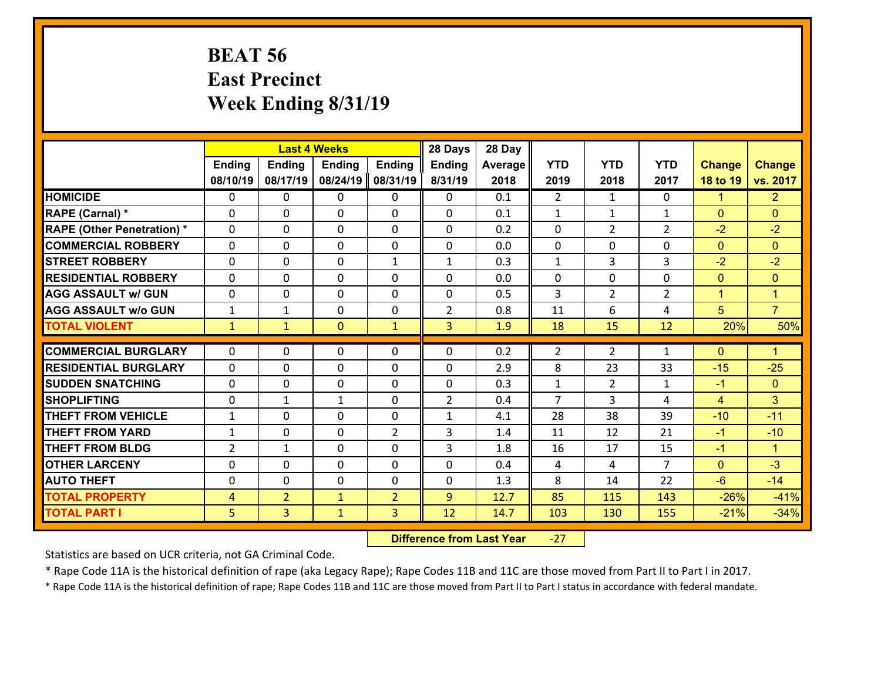# BEAT 56
## East Precinct
## Week Ending 8/31/19

| | Last 4 Weeks | | | | 28 Days | 28 Day | | | | | |
|---|---|---|---|---|---|---|---|---|---|---|---|
| | Ending 08/10/19 | Ending 08/17/19 | Ending 08/24/19 | Ending 08/31/19 | Ending 8/31/19 | Average 2018 | YTD 2019 | YTD 2018 | YTD 2017 | Change 18 to 19 | Change vs. 2017 |
| HOMICIDE | 0 | 0 | 0 | 0 | 0 | 0.1 | 2 | 1 | 0 | 1 | 2 |
| RAPE (Carnal) * | 0 | 0 | 0 | 0 | 0 | 0.1 | 1 | 1 | 1 | 0 | 0 |
| RAPE (Other Penetration) * | 0 | 0 | 0 | 0 | 0 | 0.2 | 0 | 2 | 2 | -2 | -2 |
| COMMERCIAL ROBBERY | 0 | 0 | 0 | 0 | 0 | 0.0 | 0 | 0 | 0 | 0 | 0 |
| STREET ROBBERY | 0 | 0 | 0 | 1 | 1 | 0.3 | 1 | 3 | 3 | -2 | -2 |
| RESIDENTIAL ROBBERY | 0 | 0 | 0 | 0 | 0 | 0.0 | 0 | 0 | 0 | 0 | 0 |
| AGG ASSAULT w/ GUN | 0 | 0 | 0 | 0 | 0 | 0.5 | 3 | 2 | 2 | 1 | 1 |
| AGG ASSAULT w/o GUN | 1 | 1 | 0 | 0 | 2 | 0.8 | 11 | 6 | 4 | 5 | 7 |
| TOTAL VIOLENT | 1 | 1 | 0 | 1 | 3 | 1.9 | 18 | 15 | 12 | 20% | 50% |
| COMMERCIAL BURGLARY | 0 | 0 | 0 | 0 | 0 | 0.2 | 2 | 2 | 1 | 0 | 1 |
| RESIDENTIAL BURGLARY | 0 | 0 | 0 | 0 | 0 | 2.9 | 8 | 23 | 33 | -15 | -25 |
| SUDDEN SNATCHING | 0 | 0 | 0 | 0 | 0 | 0.3 | 1 | 2 | 1 | -1 | 0 |
| SHOPLIFTING | 0 | 1 | 1 | 0 | 2 | 0.4 | 7 | 3 | 4 | 4 | 3 |
| THEFT FROM VEHICLE | 1 | 0 | 0 | 0 | 1 | 4.1 | 28 | 38 | 39 | -10 | -11 |
| THEFT FROM YARD | 1 | 0 | 0 | 2 | 3 | 1.4 | 11 | 12 | 21 | -1 | -10 |
| THEFT FROM BLDG | 2 | 1 | 0 | 0 | 3 | 1.8 | 16 | 17 | 15 | -1 | 1 |
| OTHER LARCENY | 0 | 0 | 0 | 0 | 0 | 0.4 | 4 | 4 | 7 | 0 | -3 |
| AUTO THEFT | 0 | 0 | 0 | 0 | 0 | 1.3 | 8 | 14 | 22 | -6 | -14 |
| TOTAL PROPERTY | 4 | 2 | 1 | 2 | 9 | 12.7 | 85 | 115 | 143 | -26% | -41% |
| TOTAL PART I | 5 | 3 | 1 | 3 | 12 | 14.7 | 103 | 130 | 155 | -21% | -34% |

**Difference from Last Year** -27

Statistics are based on UCR criteria, not GA Criminal Code.

* Rape Code 11A is the historical definition of rape (aka Legacy Rape); Rape Codes 11B and 11C are those moved from Part II to Part I in 2017.

* Rape Code 11A is the historical definition of rape; Rape Codes 11B and 11C are those moved from Part II to Part I status in accordance with federal mandate.